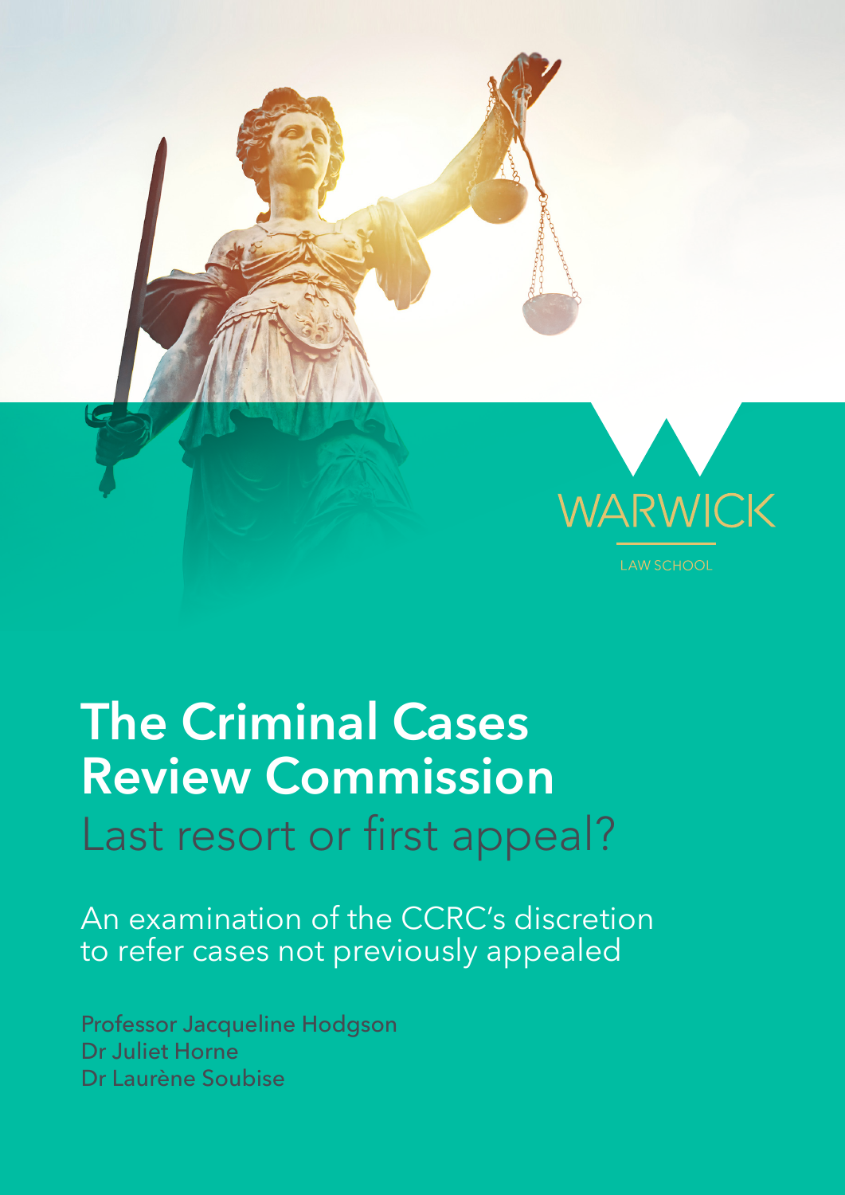WARWICK

LAW SCHOOL

# The Criminal Cases Review Commission

## Last resort or first appeal?

An examination of the CCRC's discretion to refer cases not previously appealed

Professor Jacqueline Hodgson
Dr Juliet Horne
Dr Laurène Soubise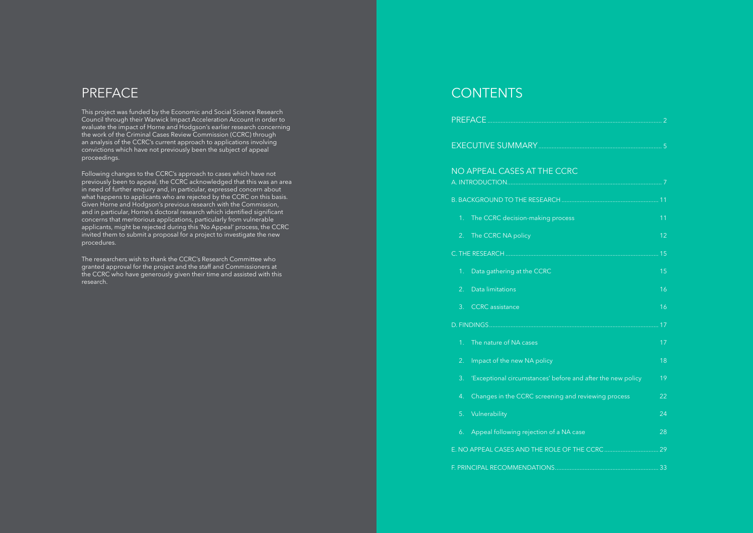# PREFACE

This project was funded by the Economic and Social Science Research Council through their Warwick Impact Acceleration Account in order to evaluate the impact of Horne and Hodgson's earlier research concerning the work of the Criminal Cases Review Commission (CCRC) through an analysis of the CCRC's current approach to applications involving convictions which have not previously been the subject of appeal proceedings.

Following changes to the CCRC's approach to cases which have not previously been to appeal, the CCRC acknowledged that this was an area in need of further enquiry and, in particular, expressed concern about what happens to applicants who are rejected by the CCRC on this basis. Given Horne and Hodgson's previous research with the Commission, and in particular, Horne's doctoral research which identified significant concerns that meritorious applications, particularly from vulnerable applicants, might be rejected during this 'No Appeal' process, the CCRC invited them to submit a proposal for a project to investigate the new procedures.

The researchers wish to thank the CCRC's Research Committee who granted approval for the project and the staff and Commissioners at the CCRC who have generously given their time and assisted with this research.

# CONTENTS

PREFACE .......... 2

EXECUTIVE SUMMARY .......... 5

NO APPEAL CASES AT THE CCRC

A. INTRODUCTION .......... 7

B. BACKGROUND TO THE RESEARCH .......... 11

1. The CCRC decision-making process 11
2. The CCRC NA policy 12

C. THE RESEARCH .......... 15

1. Data gathering at the CCRC 15
2. Data limitations 16
3. CCRC assistance 16

D. FINDINGS .......... 17

1. The nature of NA cases 17
2. Impact of the new NA policy 18
3. 'Exceptional circumstances' before and after the new policy 19
4. Changes in the CCRC screening and reviewing process 22
5. Vulnerability 24
6. Appeal following rejection of a NA case 28

E. NO APPEAL CASES AND THE ROLE OF THE CCRC .......... 29

F. PRINCIPAL RECOMMENDATIONS .......... 33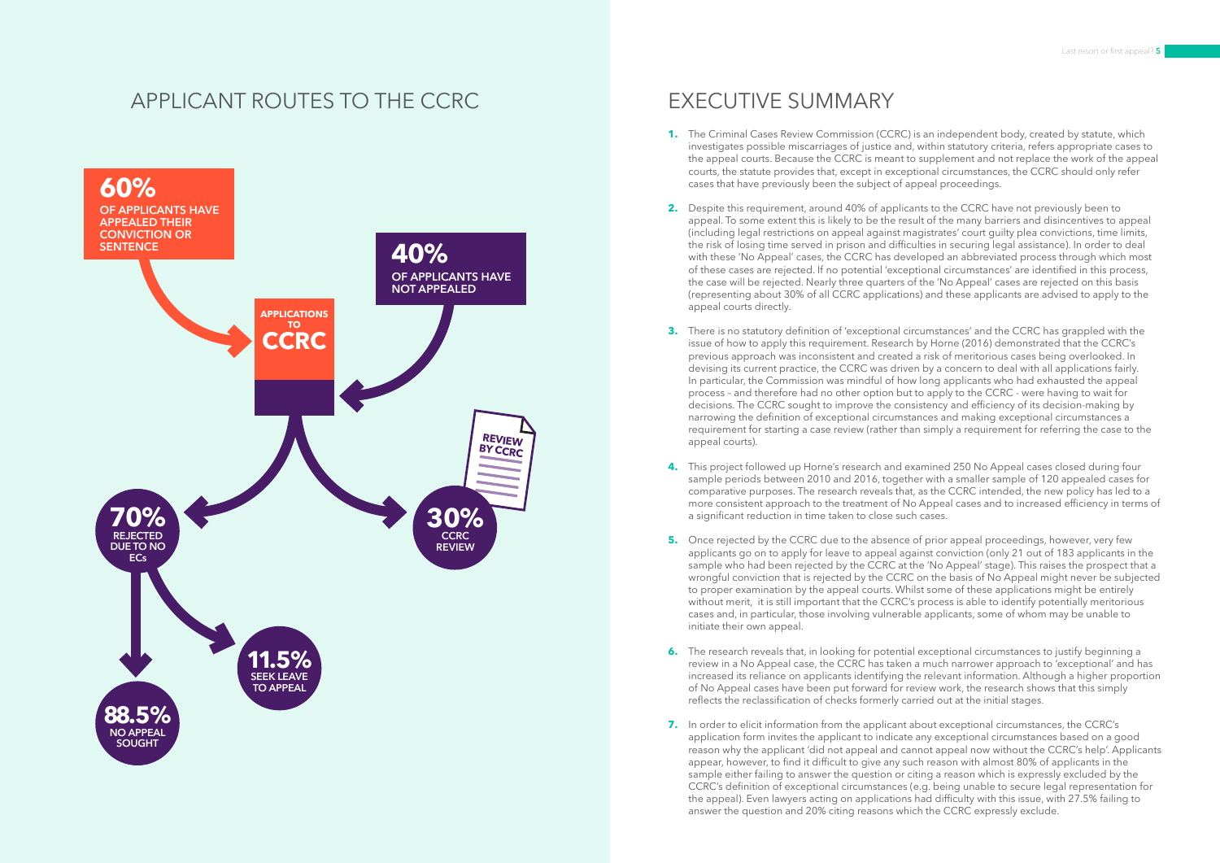## APPLICANT ROUTES TO THE CCRC

**60%** OF APPLICANTS HAVE APPEALED THEIR CONVICTION OR SENTENCE

**40%** OF APPLICANTS HAVE NOT APPEALED

**APPLICATIONS TO CCRC**

**70%** REJECTED DUE TO NO ECs

**30%** CCRC REVIEW

**11.5%** SEEK LEAVE TO APPEAL

**88.5%** NO APPEAL SOUGHT

## EXECUTIVE SUMMARY

1. The Criminal Cases Review Commission (CCRC) is an independent body, created by statute, which investigates possible miscarriages of justice and, within statutory criteria, refers appropriate cases to the appeal courts. Because the CCRC is meant to supplement and not replace the work of the appeal courts, the statute provides that, except in exceptional circumstances, the CCRC should only refer cases that have previously been the subject of appeal proceedings.

2. Despite this requirement, around 40% of applicants to the CCRC have not previously been to appeal. To some extent this is likely to be the result of the many barriers and disincentives to appeal (including legal restrictions on appeal against magistrates' court guilty plea convictions, time limits, the risk of losing time served in prison and difficulties in securing legal assistance). In order to deal with these 'No Appeal' cases, the CCRC has developed an abbreviated process through which most of these cases are rejected. If no potential 'exceptional circumstances' are identified in this process, the case will be rejected. Nearly three quarters of the 'No Appeal' cases are rejected on this basis (representing about 30% of all CCRC applications) and these applicants are advised to apply to the appeal courts directly.

3. There is no statutory definition of 'exceptional circumstances' and the CCRC has grappled with the issue of how to apply this requirement. Research by Horne (2016) demonstrated that the CCRC's previous approach was inconsistent and created a risk of meritorious cases being overlooked. In devising its current practice, the CCRC was driven by a concern to deal with all applications fairly. In particular, the Commission was mindful of how long applicants who had exhausted the appeal process – and therefore had no other option but to apply to the CCRC - were having to wait for decisions. The CCRC sought to improve the consistency and efficiency of its decision-making by narrowing the definition of exceptional circumstances and making exceptional circumstances a requirement for starting a case review (rather than simply a requirement for referring the case to the appeal courts).

4. This project followed up Horne's research and examined 250 No Appeal cases closed during four sample periods between 2010 and 2016, together with a smaller sample of 120 appealed cases for comparative purposes. The research reveals that, as the CCRC intended, the new policy has led to a more consistent approach to the treatment of No Appeal cases and to increased efficiency in terms of a significant reduction in time taken to close such cases.

5. Once rejected by the CCRC due to the absence of prior appeal proceedings, however, very few applicants go on to apply for leave to appeal against conviction (only 21 out of 183 applicants in the sample who had been rejected by the CCRC at the 'No Appeal' stage). This raises the prospect that a wrongful conviction that is rejected by the CCRC on the basis of No Appeal might never be subjected to proper examination by the appeal courts. Whilst some of these applications might be entirely without merit, it is still important that the CCRC's process is able to identify potentially meritorious cases and, in particular, those involving vulnerable applicants, some of whom may be unable to initiate their own appeal.

6. The research reveals that, in looking for potential exceptional circumstances to justify beginning a review in a No Appeal case, the CCRC has taken a much narrower approach to 'exceptional' and has increased its reliance on applicants identifying the relevant information. Although a higher proportion of No Appeal cases have been put forward for review work, the research shows that this simply reflects the reclassification of checks formerly carried out at the initial stages.

7. In order to elicit information from the applicant about exceptional circumstances, the CCRC's application form invites the applicant to indicate any exceptional circumstances based on a good reason why the applicant 'did not appeal and cannot appeal now without the CCRC's help'. Applicants appear, however, to find it difficult to give any such reason with almost 80% of applicants in the sample either failing to answer the question or citing a reason which is expressly excluded by the CCRC's definition of exceptional circumstances (e.g. being unable to secure legal representation for the appeal). Even lawyers acting on applications had difficulty with this issue, with 27.5% failing to answer the question and 20% citing reasons which the CCRC expressly exclude.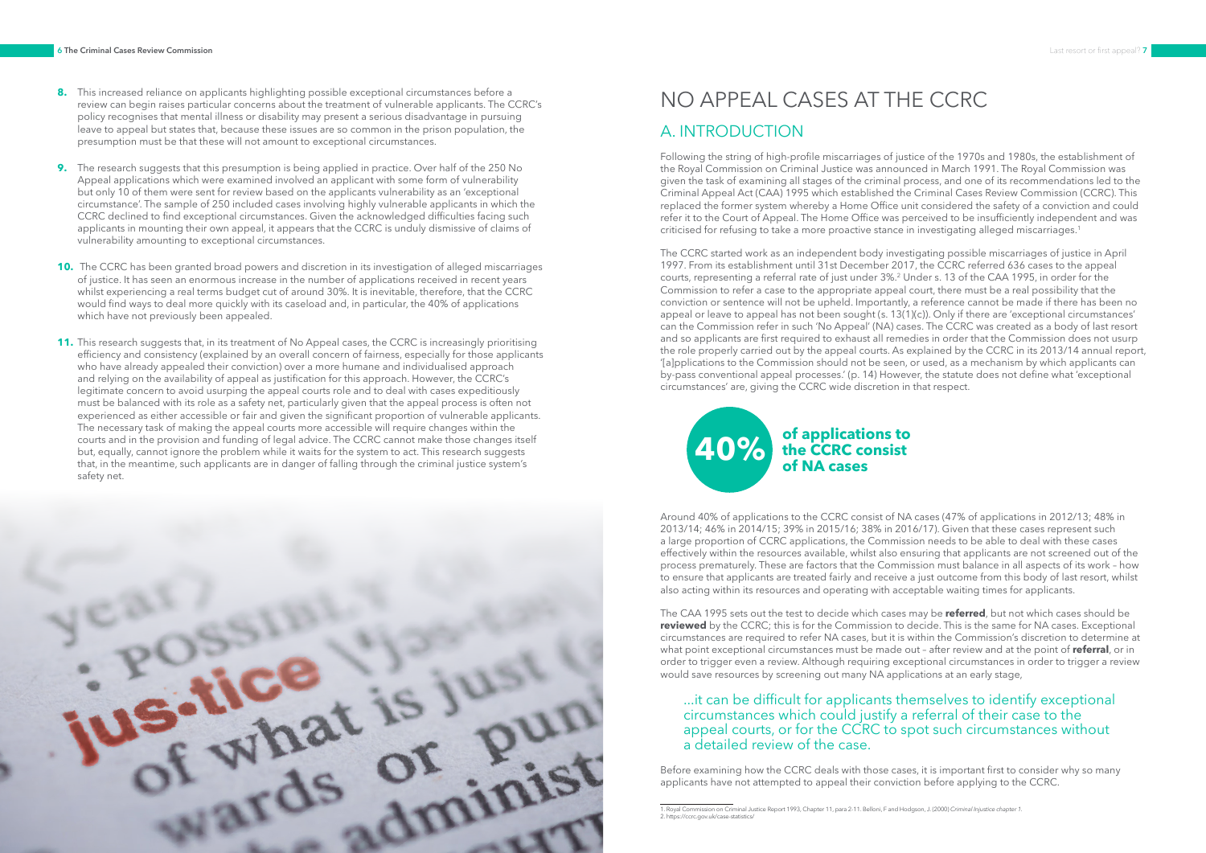8. This increased reliance on applicants highlighting possible exceptional circumstances before a review can begin raises particular concerns about the treatment of vulnerable applicants. The CCRC's policy recognises that mental illness or disability may present a serious disadvantage in pursuing leave to appeal but states that, because these issues are so common in the prison population, the presumption must be that these will not amount to exceptional circumstances.

9. The research suggests that this presumption is being applied in practice. Over half of the 250 No Appeal applications which were examined involved an applicant with some form of vulnerability but only 10 of them were sent for review based on the applicants vulnerability as an 'exceptional circumstance'. The sample of 250 included cases involving highly vulnerable applicants in which the CCRC declined to find exceptional circumstances. Given the acknowledged difficulties facing such applicants in mounting their own appeal, it appears that the CCRC is unduly dismissive of claims of vulnerability amounting to exceptional circumstances.

10. The CCRC has been granted broad powers and discretion in its investigation of alleged miscarriages of justice. It has seen an enormous increase in the number of applications received in recent years whilst experiencing a real terms budget cut of around 30%. It is inevitable, therefore, that the CCRC would find ways to deal more quickly with its caseload and, in particular, the 40% of applications which have not previously been appealed.

11. This research suggests that, in its treatment of No Appeal cases, the CCRC is increasingly prioritising efficiency and consistency (explained by an overall concern of fairness, especially for those applicants who have already appealed their conviction) over a more humane and individualised approach and relying on the availability of appeal as justification for this approach. However, the CCRC's legitimate concern to avoid usurping the appeal courts role and to deal with cases expeditiously must be balanced with its role as a safety net, particularly given that the appeal process is often not experienced as either accessible or fair and given the significant proportion of vulnerable applicants. The necessary task of making the appeal courts more accessible will require changes within the courts and in the provision and funding of legal advice. The CCRC cannot make those changes itself but, equally, cannot ignore the problem while it waits for the system to act. This research suggests that, in the meantime, such applicants are in danger of falling through the criminal justice system's safety net.

# NO APPEAL CASES AT THE CCRC

## A. INTRODUCTION

Following the string of high-profile miscarriages of justice of the 1970s and 1980s, the establishment of the Royal Commission on Criminal Justice was announced in March 1991. The Royal Commission was given the task of examining all stages of the criminal process, and one of its recommendations led to the Criminal Appeal Act (CAA) 1995 which established the Criminal Cases Review Commission (CCRC). This replaced the former system whereby a Home Office unit considered the safety of a conviction and could refer it to the Court of Appeal. The Home Office was perceived to be insufficiently independent and was criticised for refusing to take a more proactive stance in investigating alleged miscarriages.[1]

The CCRC started work as an independent body investigating possible miscarriages of justice in April 1997. From its establishment until 31st December 2017, the CCRC referred 636 cases to the appeal courts, representing a referral rate of just under 3%.[2] Under s. 13 of the CAA 1995, in order for the Commission to refer a case to the appropriate appeal court, there must be a real possibility that the conviction or sentence will not be upheld. Importantly, a reference cannot be made if there has been no appeal or leave to appeal has not been sought (s. 13(1)(c)). Only if there are 'exceptional circumstances' can the Commission refer in such 'No Appeal' (NA) cases. The CCRC was created as a body of last resort and so applicants are first required to exhaust all remedies in order that the Commission does not usurp the role properly carried out by the appeal courts. As explained by the CCRC in its 2013/14 annual report, '[a]pplications to the Commission should not be seen, or used, as a mechanism by which applicants can by-pass conventional appeal processes.' (p. 14) However, the statute does not define what 'exceptional circumstances' are, giving the CCRC wide discretion in that respect.

**40% of applications to the CCRC consist of NA cases**

Around 40% of applications to the CCRC consist of NA cases (47% of applications in 2012/13; 48% in 2013/14; 46% in 2014/15; 39% in 2015/16; 38% in 2016/17). Given that these cases represent such a large proportion of CCRC applications, the Commission needs to be able to deal with these cases effectively within the resources available, whilst also ensuring that applicants are not screened out of the process prematurely. These are factors that the Commission must balance in all aspects of its work – how to ensure that applicants are treated fairly and receive a just outcome from this body of last resort, whilst also acting within its resources and operating with acceptable waiting times for applicants.

The CAA 1995 sets out the test to decide which cases may be **referred**, but not which cases should be **reviewed** by the CCRC; this is for the Commission to decide. This is the same for NA cases. Exceptional circumstances are required to refer NA cases, but it is within the Commission's discretion to determine at what point exceptional circumstances must be made out – after review and at the point of **referral**, or in order to trigger even a review. Although requiring exceptional circumstances in order to trigger a review would save resources by screening out many NA applications at an early stage,

> ...it can be difficult for applicants themselves to identify exceptional circumstances which could justify a referral of their case to the appeal courts, or for the CCRC to spot such circumstances without a detailed review of the case.

Before examining how the CCRC deals with those cases, it is important first to consider why so many applicants have not attempted to appeal their conviction before applying to the CCRC.

1. Royal Commission on Criminal Justice Report 1993, Chapter 11, para 2-11. Belloni, F and Hodgson, J. (2000) *Criminal Injustice chapter 1.*
2. https://ccrc.gov.uk/case-statistics/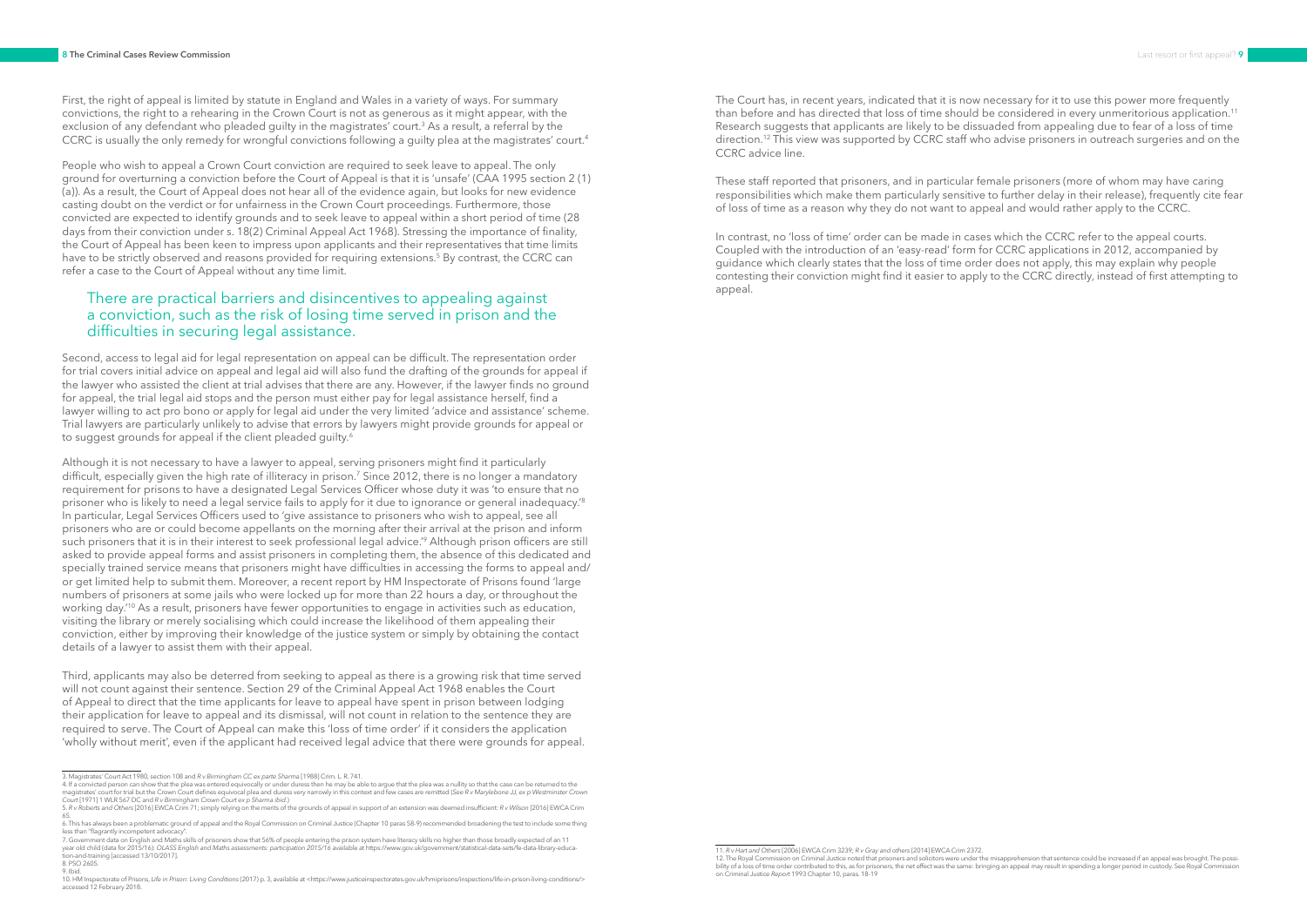First, the right of appeal is limited by statute in England and Wales in a variety of ways. For summary convictions, the right to a rehearing in the Crown Court is not as generous as it might appear, with the exclusion of any defendant who pleaded guilty in the magistrates' court.[3] As a result, a referral by the CCRC is usually the only remedy for wrongful convictions following a guilty plea at the magistrates' court.[4]

People who wish to appeal a Crown Court conviction are required to seek leave to appeal. The only ground for overturning a conviction before the Court of Appeal is that it is 'unsafe' (CAA 1995 section 2 (1)(a)). As a result, the Court of Appeal does not hear all of the evidence again, but looks for new evidence casting doubt on the verdict or for unfairness in the Crown Court proceedings. Furthermore, those convicted are expected to identify grounds and to seek leave to appeal within a short period of time (28 days from their conviction under s. 18(2) Criminal Appeal Act 1968). Stressing the importance of finality, the Court of Appeal has been keen to impress upon applicants and their representatives that time limits have to be strictly observed and reasons provided for requiring extensions.[5] By contrast, the CCRC can refer a case to the Court of Appeal without any time limit.

## There are practical barriers and disincentives to appealing against a conviction, such as the risk of losing time served in prison and the difficulties in securing legal assistance.

Second, access to legal aid for legal representation on appeal can be difficult. The representation order for trial covers initial advice on appeal and legal aid will also fund the drafting of the grounds for appeal if the lawyer who assisted the client at trial advises that there are any. However, if the lawyer finds no ground for appeal, the trial legal aid stops and the person must either pay for legal assistance herself, find a lawyer willing to act pro bono or apply for legal aid under the very limited 'advice and assistance' scheme. Trial lawyers are particularly unlikely to advise that errors by lawyers might provide grounds for appeal or to suggest grounds for appeal if the client pleaded guilty.[6]

Although it is not necessary to have a lawyer to appeal, serving prisoners might find it particularly difficult, especially given the high rate of illiteracy in prison.[7] Since 2012, there is no longer a mandatory requirement for prisons to have a designated Legal Services Officer whose duty it was 'to ensure that no prisoner who is likely to need a legal service fails to apply for it due to ignorance or general inadequacy.'[8] In particular, Legal Services Officers used to 'give assistance to prisoners who wish to appeal, see all prisoners who are or could become appellants on the morning after their arrival at the prison and inform such prisoners that it is in their interest to seek professional legal advice.'[9] Although prison officers are still asked to provide appeal forms and assist prisoners in completing them, the absence of this dedicated and specially trained service means that prisoners might have difficulties in accessing the forms to appeal and/or get limited help to submit them. Moreover, a recent report by HM Inspectorate of Prisons found 'large numbers of prisoners at some jails who were locked up for more than 22 hours a day, or throughout the working day.'[10] As a result, prisoners have fewer opportunities to engage in activities such as education, visiting the library or merely socialising which could increase the likelihood of them appealing their conviction, either by improving their knowledge of the justice system or simply by obtaining the contact details of a lawyer to assist them with their appeal.

Third, applicants may also be deterred from seeking to appeal as there is a growing risk that time served will not count against their sentence. Section 29 of the Criminal Appeal Act 1968 enables the Court of Appeal to direct that the time applicants for leave to appeal have spent in prison between lodging their application for leave to appeal and its dismissal, will not count in relation to the sentence they are required to serve. The Court of Appeal can make this 'loss of time order' if it considers the application 'wholly without merit', even if the applicant had received legal advice that there were grounds for appeal.

The Court has, in recent years, indicated that it is now necessary for it to use this power more frequently than before and has directed that loss of time should be considered in every unmeritorious application.[11] Research suggests that applicants are likely to be dissuaded from appealing due to fear of a loss of time direction.[12] This view was supported by CCRC staff who advise prisoners in outreach surgeries and on the CCRC advice line.

These staff reported that prisoners, and in particular female prisoners (more of whom may have caring responsibilities which make them particularly sensitive to further delay in their release), frequently cite fear of loss of time as a reason why they do not want to appeal and would rather apply to the CCRC.

In contrast, no 'loss of time' order can be made in cases which the CCRC refer to the appeal courts. Coupled with the introduction of an 'easy-read' form for CCRC applications in 2012, accompanied by guidance which clearly states that the loss of time order does not apply, this may explain why people contesting their conviction might find it easier to apply to the CCRC directly, instead of first attempting to appeal.

---

3. Magistrates' Court Act 1980, section 108 and *R v Birmingham CC ex parte Sharma* [1988] Crim. L. R. 741.

4. If a convicted person can show that the plea was entered equivocally or under duress then he may be able to argue that the plea was a nullity so that the case can be returned to the magistrates' court for trial but the Crown Court defines equivocal plea and duress very narrowly in this context and few cases are remitted (See *R v Marylebone JJ, ex p Westminster Crown Court* [1971] 1 WLR 567 DC and *R v Birmingham Crown Court ex p Sharma ibid.*)

5. *R v Roberts and Others* [2016] EWCA Crim 71; simply relying on the merits of the grounds of appeal in support of an extension was deemed insufficient: *R v Wilson* [2016] EWCA Crim 65.

6. This has always been a problematic ground of appeal and the Royal Commission on Criminal Justice (Chapter 10 paras 58-9) recommended broadening the test to include some thing less than "flagrantly incompetent advocacy".

7. Government data on English and Maths skills of prisoners show that 56% of people entering the prison system have literacy skills no higher than those broadly expected of an 11 year old child (data for 2015/16): *OLASS English and Maths assessments: participation 2015/16* available at https://www.gov.uk/government/statistical-data-sets/fe-data-library-education-and-training [accessed 13/10/2017].

8. PSO 2605.

9. Ibid.

10. HM Inspectorate of Prisons, *Life in Prison: Living Conditions* (2017) p. 3, available at <https://www.justiceinspectorates.gov.uk/hmiprisons/inspections/life-in-prison-living-conditions/> accessed 12 February 2018.

11. *R v Hart and Others* [2006] EWCA Crim 3239; *R v Gray and others* [2014] EWCA Crim 2372.

12. The Royal Commission on Criminal Justice noted that prisoners and solicitors were under the misapprehension that sentence could be increased if an appeal was brought. The possibility of a loss of time order contributed to this, as for prisoners, the net effect was the same: bringing an appeal may result in spending a longer period in custody. See Royal Commission on Criminal Justice *Report* 1993 Chapter 10, paras. 18-19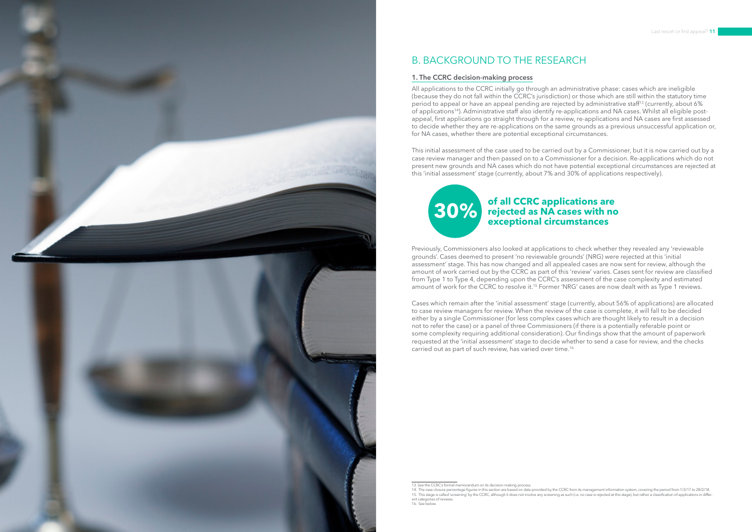# B. BACKGROUND TO THE RESEARCH

## 1. The CCRC decision-making process

All applications to the CCRC initially go through an administrative phase: cases which are ineligible (because they do not fall within the CCRC's jurisdiction) or those which are still within the statutory time period to appeal or have an appeal pending are rejected by administrative staff[13] (currently, about 6% of applications[14]). Administrative staff also identify re-applications and NA cases. Whilst all eligible post-appeal, first applications go straight through for a review, re-applications and NA cases are first assessed to decide whether they are re-applications on the same grounds as a previous unsuccessful application or, for NA cases, whether there are potential exceptional circumstances.

This initial assessment of the case used to be carried out by a Commissioner, but it is now carried out by a case review manager and then passed on to a Commissioner for a decision. Re-applications which do not present new grounds and NA cases which do not have potential exceptional circumstances are rejected at this 'initial assessment' stage (currently, about 7% and 30% of applications respectively).

**30% of all CCRC applications are rejected as NA cases with no exceptional circumstances**

Previously, Commissioners also looked at applications to check whether they revealed any 'reviewable grounds'. Cases deemed to present 'no reviewable grounds' (NRG) were rejected at this 'initial assessment' stage. This has now changed and all appealed cases are now sent for review, although the amount of work carried out by the CCRC as part of this 'review' varies. Cases sent for review are classified from Type 1 to Type 4, depending upon the CCRC's assessment of the case complexity and estimated amount of work for the CCRC to resolve it.[15] Former 'NRG' cases are now dealt with as Type 1 reviews.

Cases which remain after the 'initial assessment' stage (currently, about 56% of applications) are allocated to case review managers for review. When the review of the case is complete, it will fall to be decided either by a single Commissioner (for less complex cases which are thought likely to result in a decision not to refer the case) or a panel of three Commissioners (if there is a potentially referable point or some complexity requiring additional consideration). Our findings show that the amount of paperwork requested at the 'initial assessment' stage to decide whether to send a case for review, and the checks carried out as part of such review, has varied over time.[16]

---

13. See the CCRC's formal memorandum on its decision-making process.
14. The case closure percentage figures in this section are based on data provided by the CCRC from its management information system, covering the period from 1/3/17 to 28/2/18.
15. This stage is called 'screening' by the CCRC, although it does not involve any screening as such (i.e. no case is rejected at this stage), but rather a classification of applications in different categories of reviews.
16. See below.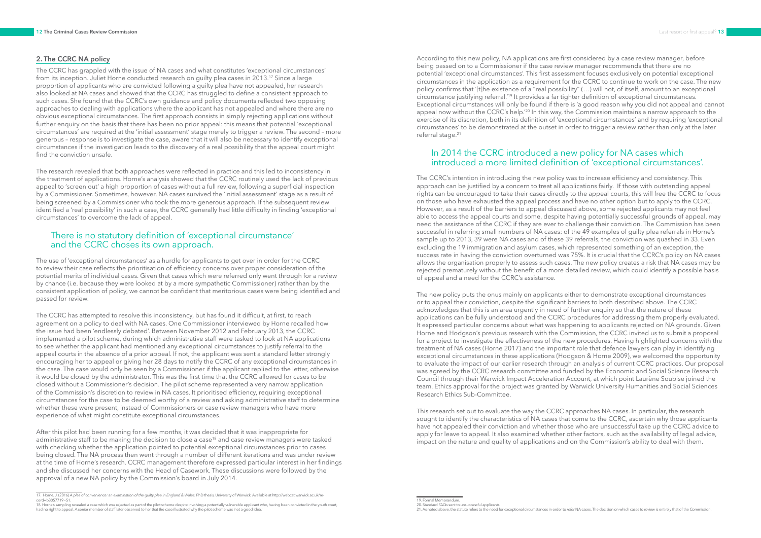## 2. The CCRC NA policy

The CCRC has grappled with the issue of NA cases and what constitutes 'exceptional circumstances' from its inception. Juliet Horne conducted research on guilty plea cases in 2013.[17] Since a large proportion of applicants who are convicted following a guilty plea have not appealed, her research also looked at NA cases and showed that the CCRC has struggled to define a consistent approach to such cases. She found that the CCRC's own guidance and policy documents reflected two opposing approaches to dealing with applications where the applicant has not appealed and where there are no obvious exceptional circumstances. The first approach consists in simply rejecting applications without further enquiry on the basis that there has been no prior appeal: this means that potential 'exceptional circumstances' are required at the 'initial assessment' stage merely to trigger a review. The second – more generous – response is to investigate the case, aware that it will also be necessary to identify exceptional circumstances if the investigation leads to the discovery of a real possibility that the appeal court might find the conviction unsafe.

The research revealed that both approaches were reflected in practice and this led to inconsistency in the treatment of applications. Horne's analysis showed that the CCRC routinely used the lack of previous appeal to 'screen out' a high proportion of cases without a full review, following a superficial inspection by a Commissioner. Sometimes, however, NA cases survived the 'initial assessment' stage as a result of being screened by a Commissioner who took the more generous approach. If the subsequent review identified a 'real possibility' in such a case, the CCRC generally had little difficulty in finding 'exceptional circumstances' to overcome the lack of appeal.

> There is no statutory definition of 'exceptional circumstance' and the CCRC choses its own approach.

The use of 'exceptional circumstances' as a hurdle for applicants to get over in order for the CCRC to review their case reflects the prioritisation of efficiency concerns over proper consideration of the potential merits of individual cases. Given that cases which were referred only went through for a review by chance (i.e. because they were looked at by a more sympathetic Commissioner) rather than by the consistent application of policy, we cannot be confident that meritorious cases were being identified and passed for review.

The CCRC has attempted to resolve this inconsistency, but has found it difficult, at first, to reach agreement on a policy to deal with NA cases. One Commissioner interviewed by Horne recalled how the issue had been 'endlessly debated'. Between November 2012 and February 2013, the CCRC implemented a pilot scheme, during which administrative staff were tasked to look at NA applications to see whether the applicant had mentioned any exceptional circumstances to justify referral to the appeal courts in the absence of a prior appeal. If not, the applicant was sent a standard letter strongly encouraging her to appeal or giving her 28 days to notify the CCRC of any exceptional circumstances in the case. The case would only be seen by a Commissioner if the applicant replied to the letter, otherwise it would be closed by the administrator. This was the first time that the CCRC allowed for cases to be closed without a Commissioner's decision. The pilot scheme represented a very narrow application of the Commission's discretion to review in NA cases. It prioritised efficiency, requiring exceptional circumstances for the case to be deemed worthy of a review and asking administrative staff to determine whether these were present, instead of Commissioners or case review managers who have more experience of what might constitute exceptional circumstances.

After this pilot had been running for a few months, it was decided that it was inappropriate for administrative staff to be making the decision to close a case[18] and case review managers were tasked with checking whether the application pointed to potential exceptional circumstances prior to cases being closed. The NA process then went through a number of different iterations and was under review at the time of Horne's research. CCRC management therefore expressed particular interest in her findings and she discussed her concerns with the Head of Casework. These discussions were followed by the approval of a new NA policy by the Commission's board in July 2014.

According to this new policy, NA applications are first considered by a case review manager, before being passed on to a Commissioner if the case review manager recommends that there are no potential 'exceptional circumstances'. This first assessment focuses exclusively on potential exceptional circumstances in the application as a requirement for the CCRC to continue to work on the case. The new policy confirms that '[t]he existence of a "real possibility" (…) will not, of itself, amount to an exceptional circumstance justifying referral.'[19] It provides a far tighter definition of exceptional circumstances. Exceptional circumstances will only be found if there is 'a good reason why you did not appeal and cannot appeal now without the CCRC's help.'[20] In this way, the Commission maintains a narrow approach to the exercise of its discretion, both in its definition of 'exceptional circumstances' and by requiring 'exceptional circumstances' to be demonstrated at the outset in order to trigger a review rather than only at the later referral stage.[21]

> In 2014 the CCRC introduced a new policy for NA cases which introduced a more limited definition of 'exceptional circumstances'.

The CCRC's intention in introducing the new policy was to increase efficiency and consistency. This approach can be justified by a concern to treat all applications fairly. If those with outstanding appeal rights can be encouraged to take their cases directly to the appeal courts, this will free the CCRC to focus on those who have exhausted the appeal process and have no other option but to apply to the CCRC. However, as a result of the barriers to appeal discussed above, some rejected applicants may not feel able to access the appeal courts and some, despite having potentially successful grounds of appeal, may need the assistance of the CCRC if they are ever to challenge their conviction. The Commission has been successful in referring small numbers of NA cases: of the 49 examples of guilty plea referrals in Horne's sample up to 2013, 39 were NA cases and of these 39 referrals, the conviction was quashed in 33. Even excluding the 19 immigration and asylum cases, which represented something of an exception, the success rate in having the conviction overturned was 75%. It is crucial that the CCRC's policy on NA cases allows the organisation properly to assess such cases. The new policy creates a risk that NA cases may be rejected prematurely without the benefit of a more detailed review, which could identify a possible basis of appeal and a need for the CCRC's assistance.

The new policy puts the onus mainly on applicants either to demonstrate exceptional circumstances or to appeal their conviction, despite the significant barriers to both described above. The CCRC acknowledges that this is an area urgently in need of further enquiry so that the nature of these applications can be fully understood and the CCRC procedures for addressing them properly evaluated. It expressed particular concerns about what was happening to applicants rejected on NA grounds. Given Horne and Hodgson's previous research with the Commission, the CCRC invited us to submit a proposal for a project to investigate the effectiveness of the new procedures. Having highlighted concerns with the treatment of NA cases (Horne 2017) and the important role that defence lawyers can play in identifying exceptional circumstances in these applications (Hodgson & Horne 2009), we welcomed the opportunity to evaluate the impact of our earlier research through an analysis of current CCRC practices. Our proposal was agreed by the CCRC research committee and funded by the Economic and Social Science Research Council through their Warwick Impact Acceleration Account, at which point Laurène Soubise joined the team. Ethics approval for the project was granted by Warwick University Humanities and Social Sciences Research Ethics Sub-Committee.

This research set out to evaluate the way the CCRC approaches NA cases. In particular, the research sought to identify the characteristics of NA cases that come to the CCRC, ascertain why those applicants have not appealed their conviction and whether those who are unsuccessful take up the CCRC advice to apply for leave to appeal. It also examined whether other factors, such as the availability of legal advice, impact on the nature and quality of applications and on the Commission's ability to deal with them.

---

17. Horne, J. (2016) *A plea of convenience: an examination of the guilty plea in England & Wales*. PhD thesis, University of Warwick. Available at http://webcat.warwick.ac.uk/record=b3057719~S1.

18. Horne's sampling revealed a case which was rejected as part of the pilot scheme despite involving a potentially vulnerable applicant who, having been convicted in the youth court, had no right to appeal. A senior member of staff later observed to her that the case illustrated why the pilot scheme was 'not a good idea.'

19. Formal Memorandum.

20. Standard FAQs sent to unsuccessful applicants.

21. As noted above, the statute refers to the need for exceptional circumstances in order to *refer* NA cases. The decision on which cases to review is entirely that of the Commission.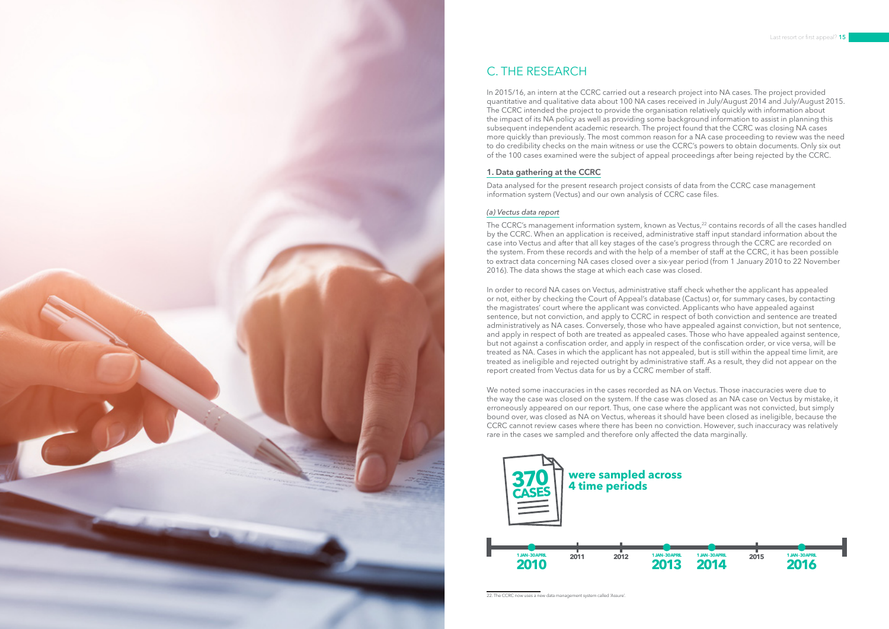## C. THE RESEARCH

In 2015/16, an intern at the CCRC carried out a research project into NA cases. The project provided quantitative and qualitative data about 100 NA cases received in July/August 2014 and July/August 2015. The CCRC intended the project to provide the organisation relatively quickly with information about the impact of its NA policy as well as providing some background information to assist in planning this subsequent independent academic research. The project found that the CCRC was closing NA cases more quickly than previously. The most common reason for a NA case proceeding to review was the need to do credibility checks on the main witness or use the CCRC's powers to obtain documents. Only six out of the 100 cases examined were the subject of appeal proceedings after being rejected by the CCRC.

### 1. Data gathering at the CCRC

Data analysed for the present research project consists of data from the CCRC case management information system (Vectus) and our own analysis of CCRC case files.

#### *(a) Vectus data report*

The CCRC's management information system, known as Vectus,[22] contains records of all the cases handled by the CCRC. When an application is received, administrative staff input standard information about the case into Vectus and after that all key stages of the case's progress through the CCRC are recorded on the system. From these records and with the help of a member of staff at the CCRC, it has been possible to extract data concerning NA cases closed over a six-year period (from 1 January 2010 to 22 November 2016). The data shows the stage at which each case was closed.

In order to record NA cases on Vectus, administrative staff check whether the applicant has appealed or not, either by checking the Court of Appeal's database (Cactus) or, for summary cases, by contacting the magistrates' court where the applicant was convicted. Applicants who have appealed against sentence, but not conviction, and apply to CCRC in respect of both conviction and sentence are treated administratively as NA cases. Conversely, those who have appealed against conviction, but not sentence, and apply in respect of both are treated as appealed cases. Those who have appealed against sentence, but not against a confiscation order, and apply in respect of the confiscation order, or vice versa, will be treated as NA. Cases in which the applicant has not appealed, but is still within the appeal time limit, are treated as ineligible and rejected outright by administrative staff. As a result, they did not appear on the report created from Vectus data for us by a CCRC member of staff.

We noted some inaccuracies in the cases recorded as NA on Vectus. Those inaccuracies were due to the way the case was closed on the system. If the case was closed as an NA case on Vectus by mistake, it erroneously appeared on our report. Thus, one case where the applicant was not convicted, but simply bound over, was closed as NA on Vectus, whereas it should have been closed as ineligible, because the CCRC cannot review cases where there has been no conviction. However, such inaccuracy was relatively rare in the cases we sampled and therefore only affected the data marginally.

**370 CASES were sampled across 4 time periods**

1 JAN–30 APRIL 2010 | 2011 | 2012 | 1 JAN–30 APRIL 2013 | 1 JAN–30 APRIL 2014 | 2015 | 1 JAN–30 APRIL 2016

22. The CCRC now uses a new data management system called 'Assure'.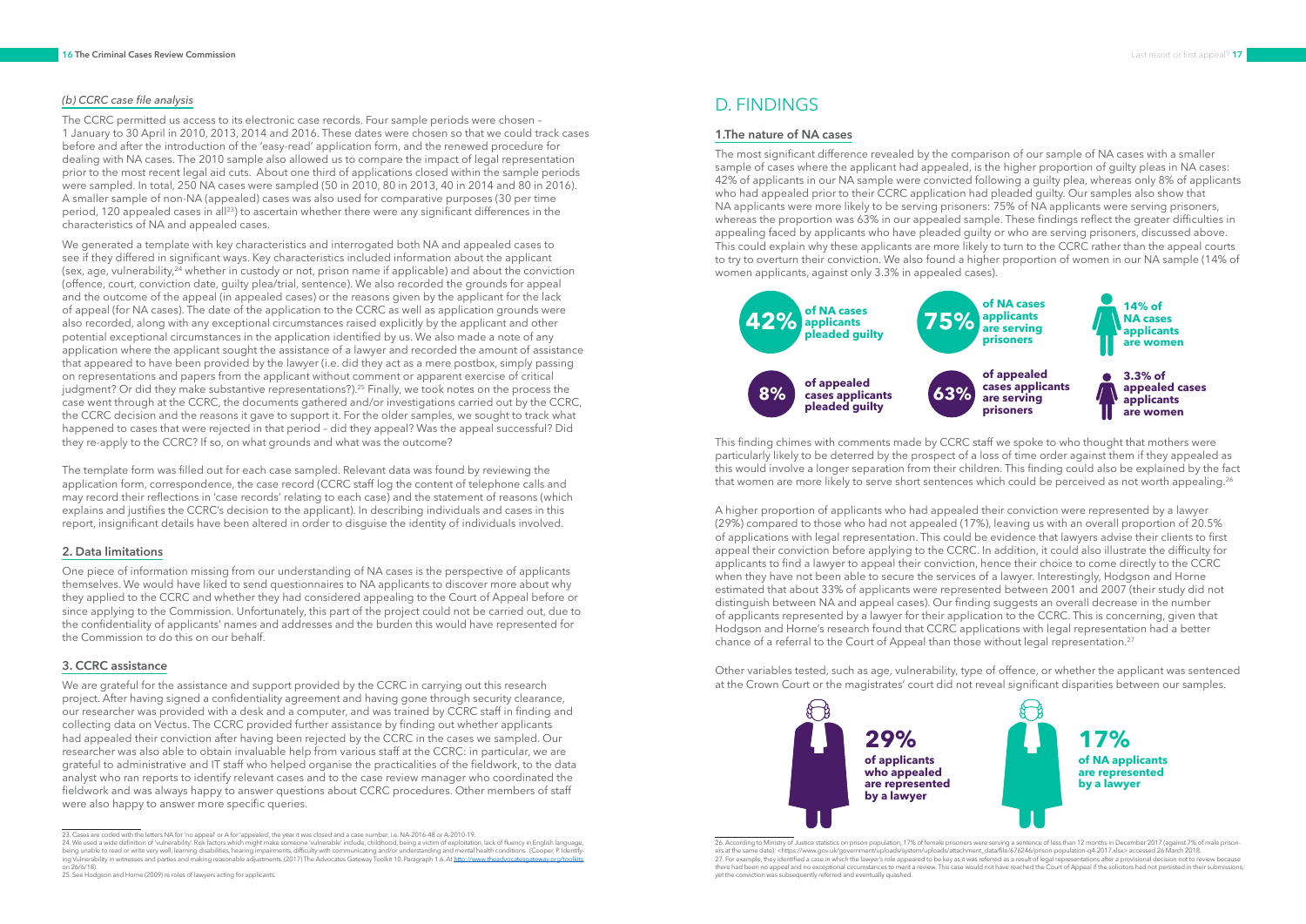### *(b) CCRC case file analysis*

The CCRC permitted us access to its electronic case records. Four sample periods were chosen – 1 January to 30 April in 2010, 2013, 2014 and 2016. These dates were chosen so that we could track cases before and after the introduction of the 'easy-read' application form, and the renewed procedure for dealing with NA cases. The 2010 sample also allowed us to compare the impact of legal representation prior to the most recent legal aid cuts. About one third of applications closed within the sample periods were sampled. In total, 250 NA cases were sampled (50 in 2010, 80 in 2013, 40 in 2014 and 80 in 2016). A smaller sample of non-NA (appealed) cases was also used for comparative purposes (30 per time period, 120 appealed cases in all[23]) to ascertain whether there were any significant differences in the characteristics of NA and appealed cases.

We generated a template with key characteristics and interrogated both NA and appealed cases to see if they differed in significant ways. Key characteristics included information about the applicant (sex, age, vulnerability,[24] whether in custody or not, prison name if applicable) and about the conviction (offence, court, conviction date, guilty plea/trial, sentence). We also recorded the grounds for appeal and the outcome of the appeal (in appealed cases) or the reasons given by the applicant for the lack of appeal (for NA cases). The date of the application to the CCRC as well as application grounds were also recorded, along with any exceptional circumstances raised explicitly by the applicant and other potential exceptional circumstances in the application identified by us. We also made a note of any application where the applicant sought the assistance of a lawyer and recorded the amount of assistance that appeared to have been provided by the lawyer (i.e. did they act as a mere postbox, simply passing on representations and papers from the applicant without comment or apparent exercise of critical judgment? Or did they make substantive representations?).[25] Finally, we took notes on the process the case went through at the CCRC, the documents gathered and/or investigations carried out by the CCRC, the CCRC decision and the reasons it gave to support it. For the older samples, we sought to track what happened to cases that were rejected in that period – did they appeal? Was the appeal successful? Did they re-apply to the CCRC? If so, on what grounds and what was the outcome?

The template form was filled out for each case sampled. Relevant data was found by reviewing the application form, correspondence, the case record (CCRC staff log the content of telephone calls and may record their reflections in 'case records' relating to each case) and the statement of reasons (which explains and justifies the CCRC's decision to the applicant). In describing individuals and cases in this report, insignificant details have been altered in order to disguise the identity of individuals involved.

### 2. Data limitations

One piece of information missing from our understanding of NA cases is the perspective of applicants themselves. We would have liked to send questionnaires to NA applicants to discover more about why they applied to the CCRC and whether they had considered appealing to the Court of Appeal before or since applying to the Commission. Unfortunately, this part of the project could not be carried out, due to the confidentiality of applicants' names and addresses and the burden this would have represented for the Commission to do this on our behalf.

### 3. CCRC assistance

We are grateful for the assistance and support provided by the CCRC in carrying out this research project. After having signed a confidentiality agreement and having gone through security clearance, our researcher was provided with a desk and a computer, and was trained by CCRC staff in finding and collecting data on Vectus. The CCRC provided further assistance by finding out whether applicants had appealed their conviction after having been rejected by the CCRC in the cases we sampled. Our researcher was also able to obtain invaluable help from various staff at the CCRC: in particular, we are grateful to administrative and IT staff who helped organise the practicalities of the fieldwork, to the data analyst who ran reports to identify relevant cases and to the case review manager who coordinated the fieldwork and was always happy to answer questions about CCRC procedures. Other members of staff were also happy to answer more specific queries.

23. Cases are coded with the letters NA for 'no appeal' or A for 'appealed', the year it was closed and a case number, i.e. NA-2016-48 or A-2010-19.

24. We used a wide definition of 'vulnerability'. Risk factors which might make someone 'vulnerable' include, childhood, being a victim of exploitation, lack of fluency in English language, being unable to read or write very well, learning disabilities, hearing impairments, difficulty with communicating and/or understanding and mental health conditions (Cooper, P. Identifying Vulnerability in witnesses and parties and making reasonable adjustments. (2017) The Advocates Gateway Toolkit 10. Paragraph 1.6. At http://www.theadvocatesgateway.org/toolkits on 26/6/18)

25. See Hodgson and Horne (2009) re roles of lawyers acting for applicants.

# D. FINDINGS

### 1.The nature of NA cases

The most significant difference revealed by the comparison of our sample of NA cases with a smaller sample of cases where the applicant had appealed, is the higher proportion of guilty pleas in NA cases: 42% of applicants in our NA sample were convicted following a guilty plea, whereas only 8% of applicants who had appealed prior to their CCRC application had pleaded guilty. Our samples also show that NA applicants were more likely to be serving prisoners: 75% of NA applicants were serving prisoners, whereas the proportion was 63% in our appealed sample. These findings reflect the greater difficulties in appealing faced by applicants who have pleaded guilty or who are serving prisoners, discussed above. This could explain why these applicants are more likely to turn to the CCRC rather than the appeal courts to try to overturn their conviction. We also found a higher proportion of women in our NA sample (14% of women applicants, against only 3.3% in appealed cases).

**42%** of NA cases applicants pleaded guilty

**8%** of appealed cases applicants pleaded guilty

**75%** of NA cases applicants are serving prisoners

**63%** of appealed cases applicants are serving prisoners

**14% of NA cases applicants are women**

**3.3% of appealed cases applicants are women**

This finding chimes with comments made by CCRC staff we spoke to who thought that mothers were particularly likely to be deterred by the prospect of a loss of time order against them if they appealed as this would involve a longer separation from their children. This finding could also be explained by the fact that women are more likely to serve short sentences which could be perceived as not worth appealing.[26]

A higher proportion of applicants who had appealed their conviction were represented by a lawyer (29%) compared to those who had not appealed (17%), leaving us with an overall proportion of 20.5% of applications with legal representation. This could be evidence that lawyers advise their clients to first appeal their conviction before applying to the CCRC. In addition, it could also illustrate the difficulty for applicants to find a lawyer to appeal their conviction, hence their choice to come directly to the CCRC when they have not been able to secure the services of a lawyer. Interestingly, Hodgson and Horne estimated that about 33% of applicants were represented between 2001 and 2007 (their study did not distinguish between NA and appeal cases). Our finding suggests an overall decrease in the number of applicants represented by a lawyer for their application to the CCRC. This is concerning, given that Hodgson and Horne's research found that CCRC applications with legal representation had a better chance of a referral to the Court of Appeal than those without legal representation.[27]

Other variables tested, such as age, vulnerability, type of offence, or whether the applicant was sentenced at the Crown Court or the magistrates' court did not reveal significant disparities between our samples.

**29%** of applicants who appealed are represented by a lawyer

**17%** of NA applicants are represented by a lawyer

26. According to Ministry of Justice statistics on prison population, 17% of female prisoners were serving a sentence of less than 12 months in December 2017 (against 7% of male prisoners at the same date): <https://www.gov.uk/government/uploads/system/uploads/attachment_data/file/676246/prison-population-q4-2017.xlsx> accessed 26 March 2018.

27. For example, they identified a case in which the lawyer's role appeared to be key as it was referred as a result of legal representations after a provisional decision not to review because there had been no appeal and no exceptional circumstances to merit a review. This case would not have reached the Court of Appeal if the solicitors had not persisted in their submissions, yet the conviction was subsequently referred and eventually quashed.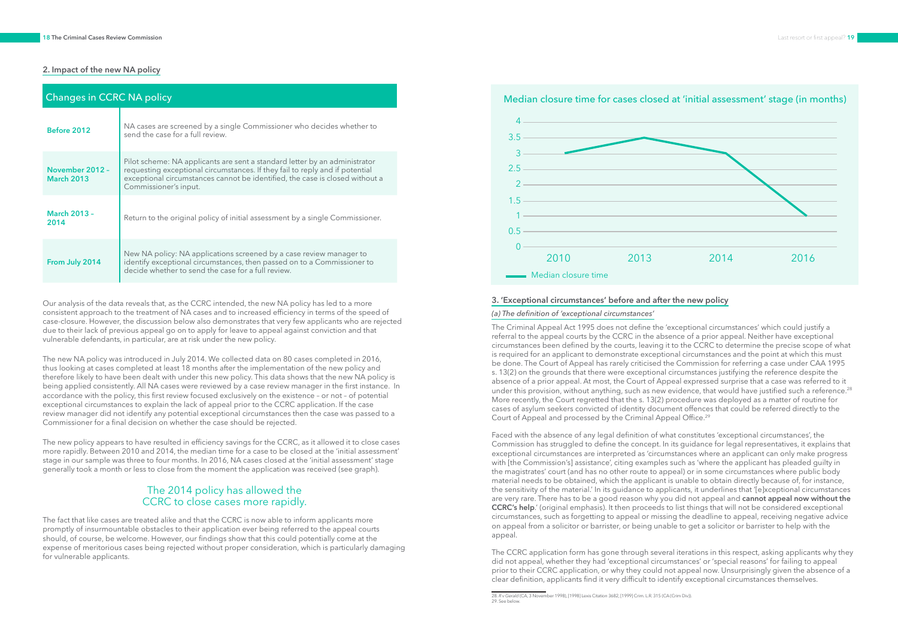## 2. Impact of the new NA policy

| Changes in CCRC NA policy | |
|---|---|
| **Before 2012** | NA cases are screened by a single Commissioner who decides whether to send the case for a full review. |
| **November 2012 – March 2013** | Pilot scheme: NA applicants are sent a standard letter by an administrator requesting exceptional circumstances. If they fail to reply and if potential exceptional circumstances cannot be identified, the case is closed without a Commissioner's input. |
| **March 2013 – 2014** | Return to the original policy of initial assessment by a single Commissioner. |
| **From July 2014** | New NA policy: NA applications screened by a case review manager to identify exceptional circumstances, then passed on to a Commissioner to decide whether to send the case for a full review. |

Our analysis of the data reveals that, as the CCRC intended, the new NA policy has led to a more consistent approach to the treatment of NA cases and to increased efficiency in terms of the speed of case-closure. However, the discussion below also demonstrates that very few applicants who are rejected due to their lack of previous appeal go on to apply for leave to appeal against conviction and that vulnerable defendants, in particular, are at risk under the new policy.

The new NA policy was introduced in July 2014. We collected data on 80 cases completed in 2016, thus looking at cases completed at least 18 months after the implementation of the new policy and therefore likely to have been dealt with under this new policy. This data shows that the new NA policy is being applied consistently. All NA cases were reviewed by a case review manager in the first instance. In accordance with the policy, this first review focused exclusively on the existence – or not – of potential exceptional circumstances to explain the lack of appeal prior to the CCRC application. If the case review manager did not identify any potential exceptional circumstances then the case was passed to a Commissioner for a final decision on whether the case should be rejected.

The new policy appears to have resulted in efficiency savings for the CCRC, as it allowed it to close cases more rapidly. Between 2010 and 2014, the median time for a case to be closed at the 'initial assessment' stage in our sample was three to four months. In 2016, NA cases closed at the 'initial assessment' stage generally took a month or less to close from the moment the application was received (see graph).

The 2014 policy has allowed the CCRC to close cases more rapidly.

The fact that like cases are treated alike and that the CCRC is now able to inform applicants more promptly of insurmountable obstacles to their application ever being referred to the appeal courts should, of course, be welcome. However, our findings show that this could potentially come at the expense of meritorious cases being rejected without proper consideration, which is particularly damaging for vulnerable applicants.

**Median closure time for cases closed at 'initial assessment' stage (in months)**

| Year | Median closure time |
|---|---|
| 2010 | 3 |
| 2013 | 3.5 |
| 2014 | 3 |
| 2016 | 1 |

## 3. 'Exceptional circumstances' before and after the new policy

*(a) The definition of 'exceptional circumstances'*

The Criminal Appeal Act 1995 does not define the 'exceptional circumstances' which could justify a referral to the appeal courts by the CCRC in the absence of a prior appeal. Neither have exceptional circumstances been defined by the courts, leaving it to the CCRC to determine the precise scope of what is required for an applicant to demonstrate exceptional circumstances and the point at which this must be done. The Court of Appeal has rarely criticised the Commission for referring a case under CAA 1995 s. 13(2) on the grounds that there were exceptional circumstances justifying the reference despite the absence of a prior appeal. At most, the Court of Appeal expressed surprise that a case was referred to it under this provision, without anything, such as new evidence, that would have justified such a reference.[28] More recently, the Court regretted that the s. 13(2) procedure was deployed as a matter of routine for cases of asylum seekers convicted of identity document offences that could be referred directly to the Court of Appeal and processed by the Criminal Appeal Office.[29]

Faced with the absence of any legal definition of what constitutes 'exceptional circumstances', the Commission has struggled to define the concept. In its guidance for legal representatives, it explains that exceptional circumstances are interpreted as 'circumstances where an applicant can only make progress with [the Commission's] assistance', citing examples such as 'where the applicant has pleaded guilty in the magistrates' court (and has no other route to appeal) or in some circumstances where public body material needs to be obtained, which the applicant is unable to obtain directly because of, for instance, the sensitivity of the material.' In its guidance to applicants, it underlines that '[e]xceptional circumstances are very rare. There has to be a good reason why you did not appeal and **cannot appeal now without the CCRC's help**.' (original emphasis). It then proceeds to list things that will not be considered exceptional circumstances, such as forgetting to appeal or missing the deadline to appeal, receiving negative advice on appeal from a solicitor or barrister, or being unable to get a solicitor or barrister to help with the appeal.

The CCRC application form has gone through several iterations in this respect, asking applicants why they did not appeal, whether they had 'exceptional circumstances' or 'special reasons' for failing to appeal prior to their CCRC application, or why they could not appeal now. Unsurprisingly given the absence of a clear definition, applicants find it very difficult to identify exceptional circumstances themselves.

28. *R v Gerald* (CA, 3 November 1998), [1998] Lexis Citation 3682, [1999] Crim. L.R. 315 (CA (Crim Div)).
29. See below.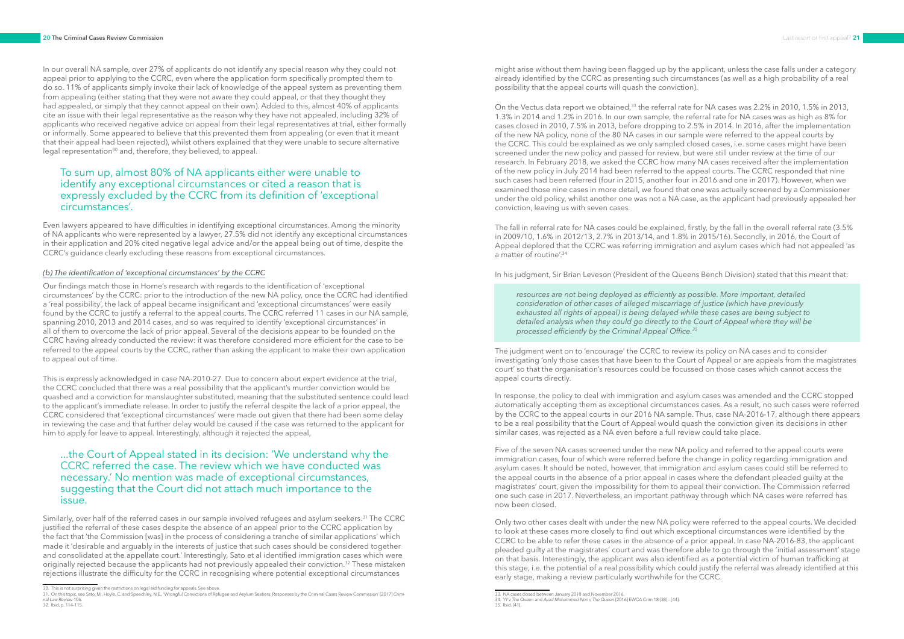In our overall NA sample, over 27% of applicants do not identify any special reason why they could not appeal prior to applying to the CCRC, even where the application form specifically prompted them to do so. 11% of applicants simply invoke their lack of knowledge of the appeal system as preventing them from appealing (either stating that they were not aware they could appeal, or that they thought they had appealed, or simply that they cannot appeal on their own). Added to this, almost 40% of applicants cite an issue with their legal representative as the reason why they have not appealed, including 32% of applicants who received negative advice on appeal from their legal representatives at trial, either formally or informally. Some appeared to believe that this prevented them from appealing (or even that it meant that their appeal had been rejected), whilst others explained that they were unable to secure alternative legal representation[30] and, therefore, they believed, to appeal.

> To sum up, almost 80% of NA applicants either were unable to identify any exceptional circumstances or cited a reason that is expressly excluded by the CCRC from its definition of 'exceptional circumstances'.

Even lawyers appeared to have difficulties in identifying exceptional circumstances. Among the minority of NA applicants who were represented by a lawyer, 27.5% did not identify any exceptional circumstances in their application and 20% cited negative legal advice and/or the appeal being out of time, despite the CCRC's guidance clearly excluding these reasons from exceptional circumstances.

#### *(b) The identification of 'exceptional circumstances' by the CCRC*

Our findings match those in Horne's research with regards to the identification of 'exceptional circumstances' by the CCRC: prior to the introduction of the new NA policy, once the CCRC had identified a 'real possibility', the lack of appeal became insignificant and 'exceptional circumstances' were easily found by the CCRC to justify a referral to the appeal courts. The CCRC referred 11 cases in our NA sample, spanning 2010, 2013 and 2014 cases, and so was required to identify 'exceptional circumstances' in all of them to overcome the lack of prior appeal. Several of the decisions appear to be founded on the CCRC having already conducted the review: it was therefore considered more efficient for the case to be referred to the appeal courts by the CCRC, rather than asking the applicant to make their own application to appeal out of time.

This is expressly acknowledged in case NA-2010-27. Due to concern about expert evidence at the trial, the CCRC concluded that there was a real possibility that the applicant's murder conviction would be quashed and a conviction for manslaughter substituted, meaning that the substituted sentence could lead to the applicant's immediate release. In order to justify the referral despite the lack of a prior appeal, the CCRC considered that 'exceptional circumstances' were made out given that there had been some delay in reviewing the case and that further delay would be caused if the case was returned to the applicant for him to apply for leave to appeal. Interestingly, although it rejected the appeal,

> ...the Court of Appeal stated in its decision: 'We understand why the CCRC referred the case. The review which we have conducted was necessary.' No mention was made of exceptional circumstances, suggesting that the Court did not attach much importance to the issue.

Similarly, over half of the referred cases in our sample involved refugees and asylum seekers.[31] The CCRC justified the referral of these cases despite the absence of an appeal prior to the CCRC application by the fact that 'the Commission [was] in the process of considering a tranche of similar applications' which made it 'desirable and arguably in the interests of justice that such cases should be considered together and consolidated at the appellate court.' Interestingly, Sato et al identified immigration cases which were originally rejected because the applicants had not previously appealed their conviction.[32] These mistaken rejections illustrate the difficulty for the CCRC in recognising where potential exceptional circumstances might arise without them having been flagged up by the applicant, unless the case falls under a category already identified by the CCRC as presenting such circumstances (as well as a high probability of a real possibility that the appeal courts will quash the conviction).

On the Vectus data report we obtained,[33] the referral rate for NA cases was 2.2% in 2010, 1.5% in 2013, 1.3% in 2014 and 1.2% in 2016. In our own sample, the referral rate for NA cases was as high as 8% for cases closed in 2010, 7.5% in 2013, before dropping to 2.5% in 2014. In 2016, after the implementation of the new NA policy, none of the 80 NA cases in our sample were referred to the appeal courts by the CCRC. This could be explained as we only sampled closed cases, i.e. some cases might have been screened under the new policy and passed for review, but were still under review at the time of our research. In February 2018, we asked the CCRC how many NA cases received after the implementation of the new policy in July 2014 had been referred to the appeal courts. The CCRC responded that nine such cases had been referred (four in 2015, another four in 2016 and one in 2017). However, when we examined those nine cases in more detail, we found that one was actually screened by a Commissioner under the old policy, whilst another one was not a NA case, as the applicant had previously appealed her conviction, leaving us with seven cases.

The fall in referral rate for NA cases could be explained, firstly, by the fall in the overall referral rate (3.5% in 2009/10, 1.6% in 2012/13, 2.7% in 2013/14, and 1.8% in 2015/16). Secondly, in 2016, the Court of Appeal deplored that the CCRC was referring immigration and asylum cases which had not appealed 'as a matter of routine'.[34]

In his judgment, Sir Brian Leveson (President of the Queens Bench Division) stated that this meant that:

> *resources are not being deployed as efficiently as possible. More important, detailed consideration of other cases of alleged miscarriage of justice (which have previously exhausted all rights of appeal) is being delayed while these cases are being subject to detailed analysis when they could go directly to the Court of Appeal where they will be processed efficiently by the Criminal Appeal Office.*[35]

The judgment went on to 'encourage' the CCRC to review its policy on NA cases and to consider investigating 'only those cases that have been to the Court of Appeal or are appeals from the magistrates court' so that the organisation's resources could be focussed on those cases which cannot access the appeal courts directly.

In response, the policy to deal with immigration and asylum cases was amended and the CCRC stopped automatically accepting them as exceptional circumstances cases. As a result, no such cases were referred by the CCRC to the appeal courts in our 2016 NA sample. Thus, case NA-2016-17, although there appears to be a real possibility that the Court of Appeal would quash the conviction given its decisions in other similar cases, was rejected as a NA even before a full review could take place.

Five of the seven NA cases screened under the new NA policy and referred to the appeal courts were immigration cases, four of which were referred before the change in policy regarding immigration and asylum cases. It should be noted, however, that immigration and asylum cases could still be referred to the appeal courts in the absence of a prior appeal in cases where the defendant pleaded guilty at the magistrates' court, given the impossibility for them to appeal their conviction. The Commission referred one such case in 2017. Nevertheless, an important pathway through which NA cases were referred has now been closed.

Only two other cases dealt with under the new NA policy were referred to the appeal courts. We decided to look at these cases more closely to find out which exceptional circumstances were identified by the CCRC to be able to refer these cases in the absence of a prior appeal. In case NA-2016-83, the applicant pleaded guilty at the magistrates' court and was therefore able to go through the 'initial assessment' stage on that basis. Interestingly, the applicant was also identified as a potential victim of human trafficking at this stage, i.e. the potential of a real possibility which could justify the referral was already identified at this early stage, making a review particularly worthwhile for the CCRC.

---

30. This is not surprising given the restrictions on legal aid funding for appeals. See above.

31. On this topic, see Sato, M., Hoyle, C. and Speechley, N.E., 'Wrongful Convictions of Refugee and Asylum Seekers: Responses by the Criminal Cases Review Commission' [2017] *Criminal Law Review* 106.

32. Ibid, p. 114-115.

33. NA cases closed between January 2010 and November 2016.

34. *YY v The Queen* and *Ayad Mohammed Nori v The Queen* [2016] EWCA Crim 18 [38]–[44].

35. Ibid. [41].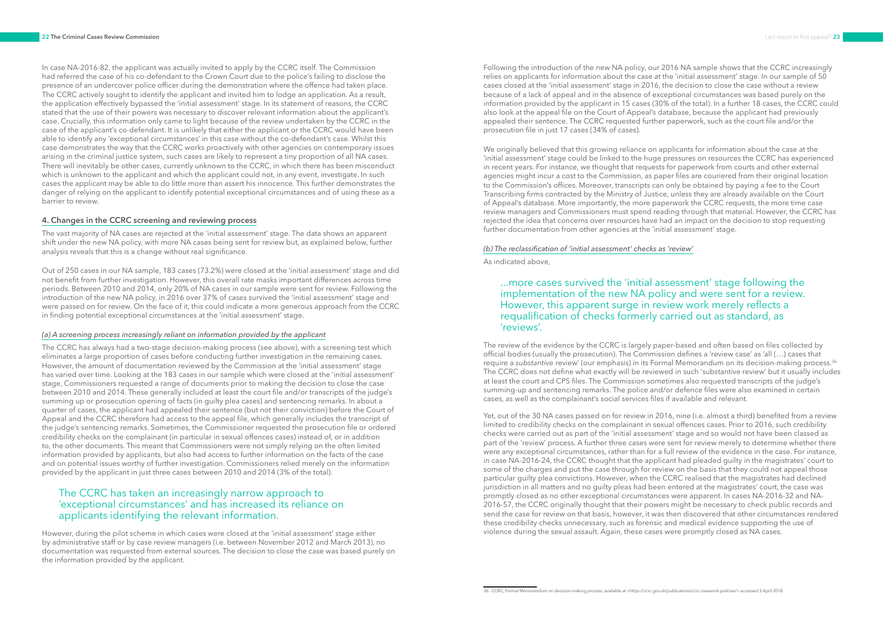In case NA-2016-82, the applicant was actually invited to apply by the CCRC itself. The Commission had referred the case of his co-defendant to the Crown Court due to the police's failing to disclose the presence of an undercover police officer during the demonstration where the offence had taken place. The CCRC actively sought to identify the applicant and invited him to lodge an application. As a result, the application effectively bypassed the 'initial assessment' stage. In its statement of reasons, the CCRC stated that the use of their powers was necessary to discover relevant information about the applicant's case. Crucially, this information only came to light because of the review undertaken by the CCRC in the case of the applicant's co-defendant. It is unlikely that either the applicant or the CCRC would have been able to identify any 'exceptional circumstances' in this case without the co-defendant's case. Whilst this case demonstrates the way that the CCRC works proactively with other agencies on contemporary issues arising in the criminal justice system, such cases are likely to represent a tiny proportion of all NA cases. There will inevitably be other cases, currently unknown to the CCRC, in which there has been misconduct which is unknown to the applicant and which the applicant could not, in any event, investigate. In such cases the applicant may be able to do little more than assert his innocence. This further demonstrates the danger of relying on the applicant to identify potential exceptional circumstances and of using these as a barrier to review.

## 4. Changes in the CCRC screening and reviewing process

The vast majority of NA cases are rejected at the 'initial assessment' stage. The data shows an apparent shift under the new NA policy, with more NA cases being sent for review but, as explained below, further analysis reveals that this is a change without real significance.

Out of 250 cases in our NA sample, 183 cases (73.2%) were closed at the 'initial assessment' stage and did not benefit from further investigation. However, this overall rate masks important differences across time periods. Between 2010 and 2014, only 20% of NA cases in our sample were sent for review. Following the introduction of the new NA policy, in 2016 over 37% of cases survived the 'initial assessment' stage and were passed on for review. On the face of it, this could indicate a more generous approach from the CCRC in finding potential exceptional circumstances at the 'initial assessment' stage.

### *(a) A screening process increasingly reliant on information provided by the applicant*

The CCRC has always had a two-stage decision-making process (see above), with a screening test which eliminates a large proportion of cases before conducting further investigation in the remaining cases. However, the amount of documentation reviewed by the Commission at the 'initial assessment' stage has varied over time. Looking at the 183 cases in our sample which were closed at the 'initial assessment' stage, Commissioners requested a range of documents prior to making the decision to close the case between 2010 and 2014. These generally included at least the court file and/or transcripts of the judge's summing up or prosecution opening of facts (in guilty plea cases) and sentencing remarks. In about a quarter of cases, the applicant had appealed their sentence (but not their conviction) before the Court of Appeal and the CCRC therefore had access to the appeal file, which generally includes the transcript of the judge's sentencing remarks. Sometimes, the Commissioner requested the prosecution file or ordered credibility checks on the complainant (in particular in sexual offences cases) instead of, or in addition to, the other documents. This meant that Commissioners were not simply relying on the often limited information provided by applicants, but also had access to further information on the facts of the case and on potential issues worthy of further investigation. Commissioners relied merely on the information provided by the applicant in just three cases between 2010 and 2014 (3% of the total).

> The CCRC has taken an increasingly narrow approach to 'exceptional circumstances' and has increased its reliance on applicants identifying the relevant information.

However, during the pilot scheme in which cases were closed at the 'initial assessment' stage either by administrative staff or by case review managers (i.e. between November 2012 and March 2013), no documentation was requested from external sources. The decision to close the case was based purely on the information provided by the applicant.

Following the introduction of the new NA policy, our 2016 NA sample shows that the CCRC increasingly relies on applicants for information about the case at the 'initial assessment' stage. In our sample of 50 cases closed at the 'initial assessment' stage in 2016, the decision to close the case without a review because of a lack of appeal and in the absence of exceptional circumstances was based purely on the information provided by the applicant in 15 cases (30% of the total). In a further 18 cases, the CCRC could also look at the appeal file on the Court of Appeal's database, because the applicant had previously appealed their sentence. The CCRC requested further paperwork, such as the court file and/or the prosecution file in just 17 cases (34% of cases).

We originally believed that this growing reliance on applicants for information about the case at the 'initial assessment' stage could be linked to the huge pressures on resources the CCRC has experienced in recent years. For instance, we thought that requests for paperwork from courts and other external agencies might incur a cost to the Commission, as paper files are couriered from their original location to the Commission's offices. Moreover, transcripts can only be obtained by paying a fee to the Court Transcribing firms contracted by the Ministry of Justice, unless they are already available on the Court of Appeal's database. More importantly, the more paperwork the CCRC requests, the more time case review managers and Commissioners must spend reading through that material. However, the CCRC has rejected the idea that concerns over resources have had an impact on the decision to stop requesting further documentation from other agencies at the 'initial assessment' stage.

### *(b) The reclassification of 'initial assessment' checks as 'review'*

As indicated above,

> ...more cases survived the 'initial assessment' stage following the implementation of the new NA policy and were sent for a review. However, this apparent surge in review work merely reflects a requalification of checks formerly carried out as standard, as 'reviews'.

The review of the evidence by the CCRC is largely paper-based and often based on files collected by official bodies (usually the prosecution). The Commission defines a 'review case' as 'all (…) cases that require a *substantive* review' (our emphasis) in its Formal Memorandum on its decision-making process.[36] The CCRC does not define what exactly will be reviewed in such 'substantive review' but it usually includes at least the court and CPS files. The Commission sometimes also requested transcripts of the judge's summing-up and sentencing remarks. The police and/or defence files were also examined in certain cases, as well as the complainant's social services files if available and relevant.

Yet, out of the 30 NA cases passed on for review in 2016, nine (i.e. almost a third) benefited from a review limited to credibility checks on the complainant in sexual offences cases. Prior to 2016, such credibility checks were carried out as part of the 'initial assessment' stage and so would not have been classed as part of the 'review' process. A further three cases were sent for review merely to determine whether there were any exceptional circumstances, rather than for a full review of the evidence in the case. For instance, in case NA-2016-24, the CCRC thought that the applicant had pleaded guilty in the magistrates' court to some of the charges and put the case through for review on the basis that they could not appeal those particular guilty plea convictions. However, when the CCRC realised that the magistrates had declined jurisdiction in all matters and no guilty pleas had been entered at the magistrates' court, the case was promptly closed as no other exceptional circumstances were apparent. In cases NA-2016-32 and NA-2016-57, the CCRC originally thought that their powers might be necessary to check public records and send the case for review on that basis, however, it was then discovered that other circumstances rendered these credibility checks unnecessary, such as forensic and medical evidence supporting the use of violence during the sexual assault. Again, these cases were promptly closed as NA cases.

36. CCRC, Formal Memorandum on decision-making process, available at <https://ccrc.gov.uk/publications/ccrc-casework-policies/> accessed 3 April 2018.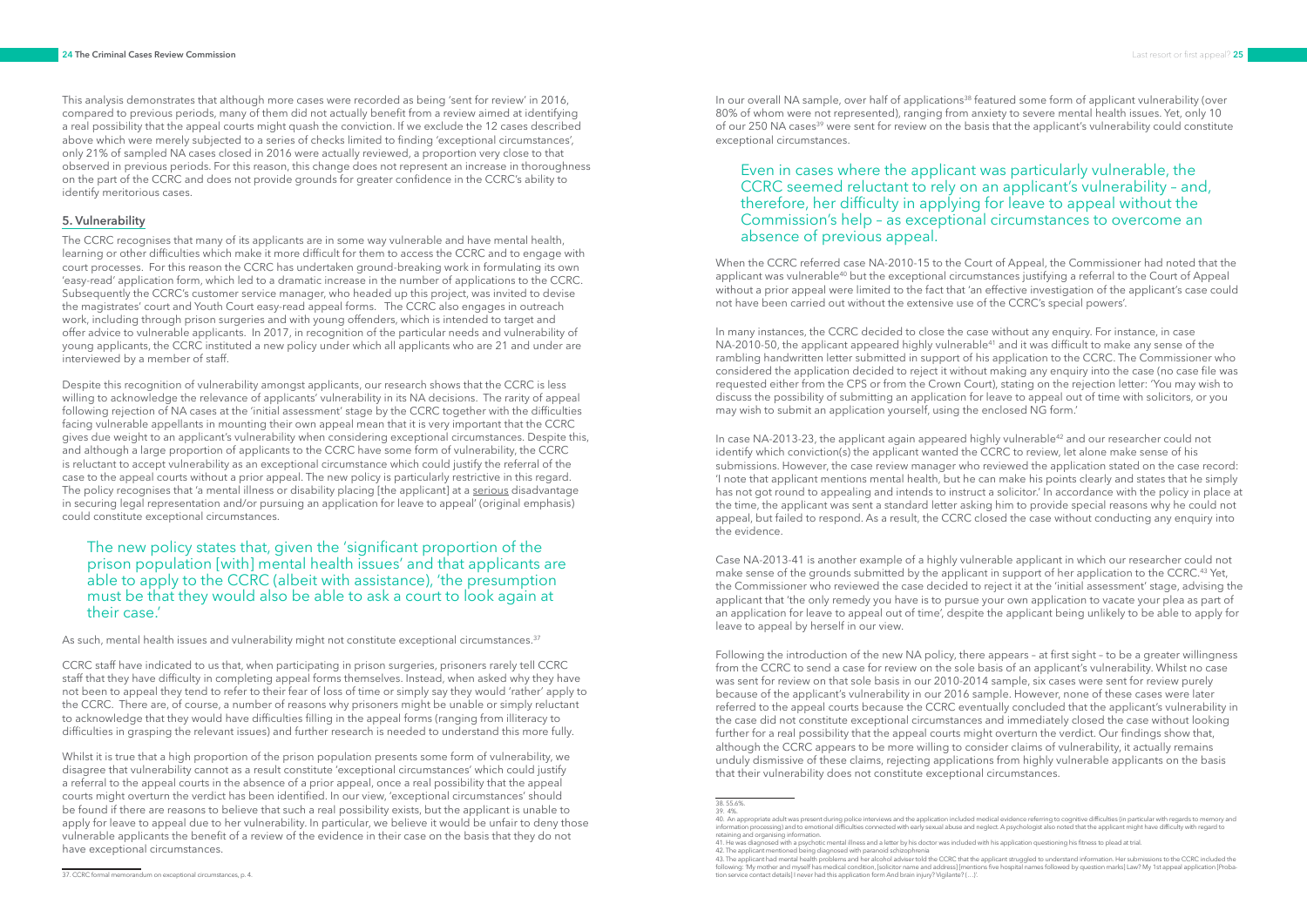This analysis demonstrates that although more cases were recorded as being 'sent for review' in 2016, compared to previous periods, many of them did not actually benefit from a review aimed at identifying a real possibility that the appeal courts might quash the conviction. If we exclude the 12 cases described above which were merely subjected to a series of checks limited to finding 'exceptional circumstances', only 21% of sampled NA cases closed in 2016 were actually reviewed, a proportion very close to that observed in previous periods. For this reason, this change does not represent an increase in thoroughness on the part of the CCRC and does not provide grounds for greater confidence in the CCRC's ability to identify meritorious cases.

## 5. Vulnerability

The CCRC recognises that many of its applicants are in some way vulnerable and have mental health, learning or other difficulties which make it more difficult for them to access the CCRC and to engage with court processes. For this reason the CCRC has undertaken ground-breaking work in formulating its own 'easy-read' application form, which led to a dramatic increase in the number of applications to the CCRC. Subsequently the CCRC's customer service manager, who headed up this project, was invited to devise the magistrates' court and Youth Court easy-read appeal forms. The CCRC also engages in outreach work, including through prison surgeries and with young offenders, which is intended to target and offer advice to vulnerable applicants. In 2017, in recognition of the particular needs and vulnerability of young applicants, the CCRC instituted a new policy under which all applicants who are 21 and under are interviewed by a member of staff.

Despite this recognition of vulnerability amongst applicants, our research shows that the CCRC is less willing to acknowledge the relevance of applicants' vulnerability in its NA decisions. The rarity of appeal following rejection of NA cases at the 'initial assessment' stage by the CCRC together with the difficulties facing vulnerable appellants in mounting their own appeal mean that it is very important that the CCRC gives due weight to an applicant's vulnerability when considering exceptional circumstances. Despite this, and although a large proportion of applicants to the CCRC have some form of vulnerability, the CCRC is reluctant to accept vulnerability as an exceptional circumstance which could justify the referral of the case to the appeal courts without a prior appeal. The new policy is particularly restrictive in this regard. The policy recognises that 'a mental illness or disability placing [the applicant] at a <u>serious</u> disadvantage in securing legal representation and/or pursuing an application for leave to appeal' (original emphasis) could constitute exceptional circumstances.

> The new policy states that, given the 'significant proportion of the prison population [with] mental health issues' and that applicants are able to apply to the CCRC (albeit with assistance), 'the presumption must be that they would also be able to ask a court to look again at their case.'

As such, mental health issues and vulnerability might not constitute exceptional circumstances.[37]

CCRC staff have indicated to us that, when participating in prison surgeries, prisoners rarely tell CCRC staff that they have difficulty in completing appeal forms themselves. Instead, when asked why they have not been to appeal they tend to refer to their fear of loss of time or simply say they would 'rather' apply to the CCRC. There are, of course, a number of reasons why prisoners might be unable or simply reluctant to acknowledge that they would have difficulties filling in the appeal forms (ranging from illiteracy to difficulties in grasping the relevant issues) and further research is needed to understand this more fully.

Whilst it is true that a high proportion of the prison population presents some form of vulnerability, we disagree that vulnerability cannot as a result constitute 'exceptional circumstances' which could justify a referral to the appeal courts in the absence of a prior appeal, once a real possibility that the appeal courts might overturn the verdict has been identified. In our view, 'exceptional circumstances' should be found if there are reasons to believe that such a real possibility exists, but the applicant is unable to apply for leave to appeal due to her vulnerability. In particular, we believe it would be unfair to deny those vulnerable applicants the benefit of a review of the evidence in their case on the basis that they do not have exceptional circumstances.

In our overall NA sample, over half of applications[38] featured some form of applicant vulnerability (over 80% of whom were not represented), ranging from anxiety to severe mental health issues. Yet, only 10 of our 250 NA cases[39] were sent for review on the basis that the applicant's vulnerability could constitute exceptional circumstances.

> Even in cases where the applicant was particularly vulnerable, the CCRC seemed reluctant to rely on an applicant's vulnerability – and, therefore, her difficulty in applying for leave to appeal without the Commission's help – as exceptional circumstances to overcome an absence of previous appeal.

When the CCRC referred case NA-2010-15 to the Court of Appeal, the Commissioner had noted that the applicant was vulnerable[40] but the exceptional circumstances justifying a referral to the Court of Appeal without a prior appeal were limited to the fact that 'an effective investigation of the applicant's case could not have been carried out without the extensive use of the CCRC's special powers'.

In many instances, the CCRC decided to close the case without any enquiry. For instance, in case NA-2010-50, the applicant appeared highly vulnerable[41] and it was difficult to make any sense of the rambling handwritten letter submitted in support of his application to the CCRC. The Commissioner who considered the application decided to reject it without making any enquiry into the case (no case file was requested either from the CPS or from the Crown Court), stating on the rejection letter: 'You may wish to discuss the possibility of submitting an application for leave to appeal out of time with solicitors, or you may wish to submit an application yourself, using the enclosed NG form.'

In case NA-2013-23, the applicant again appeared highly vulnerable[42] and our researcher could not identify which conviction(s) the applicant wanted the CCRC to review, let alone make sense of his submissions. However, the case review manager who reviewed the application stated on the case record: 'I note that applicant mentions mental health, but he can make his points clearly and states that he simply has not got round to appealing and intends to instruct a solicitor.' In accordance with the policy in place at the time, the applicant was sent a standard letter asking him to provide special reasons why he could not appeal, but failed to respond. As a result, the CCRC closed the case without conducting any enquiry into the evidence.

Case NA-2013-41 is another example of a highly vulnerable applicant in which our researcher could not make sense of the grounds submitted by the applicant in support of her application to the CCRC.[43] Yet, the Commissioner who reviewed the case decided to reject it at the 'initial assessment' stage, advising the applicant that 'the only remedy you have is to pursue your own application to vacate your plea as part of an application for leave to appeal out of time', despite the applicant being unlikely to be able to apply for leave to appeal by herself in our view.

Following the introduction of the new NA policy, there appears – at first sight – to be a greater willingness from the CCRC to send a case for review on the sole basis of an applicant's vulnerability. Whilst no case was sent for review on that sole basis in our 2010-2014 sample, six cases were sent for review purely because of the applicant's vulnerability in our 2016 sample. However, none of these cases were later referred to the appeal courts because the CCRC eventually concluded that the applicant's vulnerability in the case did not constitute exceptional circumstances and immediately closed the case without looking further for a real possibility that the appeal courts might overturn the verdict. Our findings show that, although the CCRC appears to be more willing to consider claims of vulnerability, it actually remains unduly dismissive of these claims, rejecting applications from highly vulnerable applicants on the basis that their vulnerability does not constitute exceptional circumstances.

---

37. CCRC formal memorandum on exceptional circumstances, p. 4.

38. 55.6%.

39. 4%.

40. An appropriate adult was present during police interviews and the application included medical evidence referring to cognitive difficulties (in particular with regards to memory and information processing) and to emotional difficulties connected with early sexual abuse and neglect. A psychologist also noted that the applicant might have difficulty with regard to retaining and organising information.

41. He was diagnosed with a psychotic mental illness and a letter by his doctor was included with his application questioning his fitness to plead at trial.

42. The applicant mentioned being diagnosed with paranoid schizophrenia

43. The applicant had mental health problems and her alcohol adviser told the CCRC that the applicant struggled to understand information. Her submissions to the CCRC included the following: 'My mother and myself has medical condition, [solicitor name and address] [mentions five hospital names followed by question marks] Law? My 1st appeal application [Probation service contact details] I never had this application form And brain injury? Vigilante? (…)'.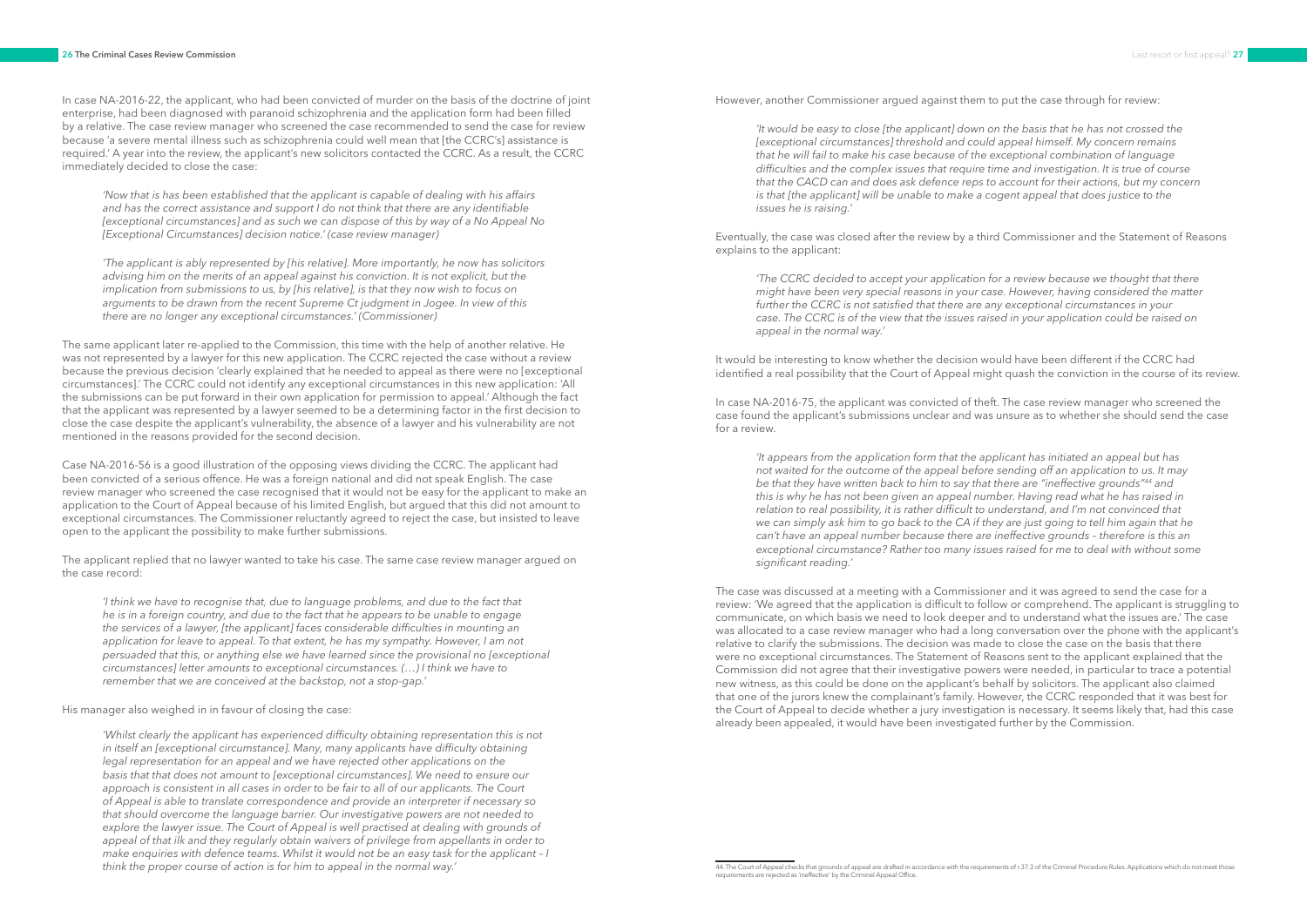In case NA-2016-22, the applicant, who had been convicted of murder on the basis of the doctrine of joint enterprise, had been diagnosed with paranoid schizophrenia and the application form had been filled by a relative. The case review manager who screened the case recommended to send the case for review because 'a severe mental illness such as schizophrenia could well mean that [the CCRC's] assistance is required.' A year into the review, the applicant's new solicitors contacted the CCRC. As a result, the CCRC immediately decided to close the case:

> *'Now that is has been established that the applicant is capable of dealing with his affairs and has the correct assistance and support I do not think that there are any identifiable [exceptional circumstances] and as such we can dispose of this by way of a No Appeal No [Exceptional Circumstances] decision notice.' (case review manager)*

> *'The applicant is ably represented by [his relative]. More importantly, he now has solicitors advising him on the merits of an appeal against his conviction. It is not explicit, but the implication from submissions to us, by [his relative], is that they now wish to focus on arguments to be drawn from the recent Supreme Ct judgment in Jogee. In view of this there are no longer any exceptional circumstances.' (Commissioner)*

The same applicant later re-applied to the Commission, this time with the help of another relative. He was not represented by a lawyer for this new application. The CCRC rejected the case without a review because the previous decision 'clearly explained that he needed to appeal as there were no [exceptional circumstances].' The CCRC could not identify any exceptional circumstances in this new application: 'All the submissions can be put forward in their own application for permission to appeal.' Although the fact that the applicant was represented by a lawyer seemed to be a determining factor in the first decision to close the case despite the applicant's vulnerability, the absence of a lawyer and his vulnerability are not mentioned in the reasons provided for the second decision.

Case NA-2016-56 is a good illustration of the opposing views dividing the CCRC. The applicant had been convicted of a serious offence. He was a foreign national and did not speak English. The case review manager who screened the case recognised that it would not be easy for the applicant to make an application to the Court of Appeal because of his limited English, but argued that this did not amount to exceptional circumstances. The Commissioner reluctantly agreed to reject the case, but insisted to leave open to the applicant the possibility to make further submissions.

The applicant replied that no lawyer wanted to take his case. The same case review manager argued on the case record:

> *'I think we have to recognise that, due to language problems, and due to the fact that he is in a foreign country, and due to the fact that he appears to be unable to engage the services of a lawyer, [the applicant] faces considerable difficulties in mounting an application for leave to appeal. To that extent, he has my sympathy. However, I am not persuaded that this, or anything else we have learned since the provisional no [exceptional circumstances] letter amounts to exceptional circumstances. (…) I think we have to remember that we are conceived at the backstop, not a stop-gap.'*

His manager also weighed in in favour of closing the case:

> *'Whilst clearly the applicant has experienced difficulty obtaining representation this is not in itself an [exceptional circumstance]. Many, many applicants have difficulty obtaining legal representation for an appeal and we have rejected other applications on the basis that that does not amount to [exceptional circumstances]. We need to ensure our approach is consistent in all cases in order to be fair to all of our applicants. The Court of Appeal is able to translate correspondence and provide an interpreter if necessary so that should overcome the language barrier. Our investigative powers are not needed to explore the lawyer issue. The Court of Appeal is well practised at dealing with grounds of appeal of that ilk and they regularly obtain waivers of privilege from appellants in order to make enquiries with defence teams. Whilst it would not be an easy task for the applicant – I think the proper course of action is for him to appeal in the normal way.'*

However, another Commissioner argued against them to put the case through for review:

> *'It would be easy to close [the applicant] down on the basis that he has not crossed the [exceptional circumstances] threshold and could appeal himself. My concern remains that he will fail to make his case because of the exceptional combination of language difficulties and the complex issues that require time and investigation. It is true of course that the CACD can and does ask defence reps to account for their actions, but my concern is that [the applicant] will be unable to make a cogent appeal that does justice to the issues he is raising.'*

Eventually, the case was closed after the review by a third Commissioner and the Statement of Reasons explains to the applicant:

> *'The CCRC decided to accept your application for a review because we thought that there might have been very special reasons in your case. However, having considered the matter further the CCRC is not satisfied that there are any exceptional circumstances in your case. The CCRC is of the view that the issues raised in your application could be raised on appeal in the normal way.'*

It would be interesting to know whether the decision would have been different if the CCRC had identified a real possibility that the Court of Appeal might quash the conviction in the course of its review.

In case NA-2016-75, the applicant was convicted of theft. The case review manager who screened the case found the applicant's submissions unclear and was unsure as to whether she should send the case for a review.

> *'It appears from the application form that the applicant has initiated an appeal but has not waited for the outcome of the appeal before sending off an application to us. It may be that they have written back to him to say that there are "ineffective grounds"[44] and this is why he has not been given an appeal number. Having read what he has raised in relation to real possibility, it is rather difficult to understand, and I'm not convinced that we can simply ask him to go back to the CA if they are just going to tell him again that he can't have an appeal number because there are ineffective grounds – therefore is this an exceptional circumstance? Rather too many issues raised for me to deal with without some significant reading.'*

The case was discussed at a meeting with a Commissioner and it was agreed to send the case for a review: 'We agreed that the application is difficult to follow or comprehend. The applicant is struggling to communicate, on which basis we need to look deeper and to understand what the issues are.' The case was allocated to a case review manager who had a long conversation over the phone with the applicant's relative to clarify the submissions. The decision was made to close the case on the basis that there were no exceptional circumstances. The Statement of Reasons sent to the applicant explained that the Commission did not agree that their investigative powers were needed, in particular to trace a potential new witness, as this could be done on the applicant's behalf by solicitors. The applicant also claimed that one of the jurors knew the complainant's family. However, the CCRC responded that it was best for the Court of Appeal to decide whether a jury investigation is necessary. It seems likely that, had this case already been appealed, it would have been investigated further by the Commission.

---

44. The Court of Appeal checks that grounds of appeal are drafted in accordance with the requirements of r.37.3 of the Criminal Procedure Rules. Applications which do not meet those requirements are rejected as 'ineffective' by the Criminal Appeal Office.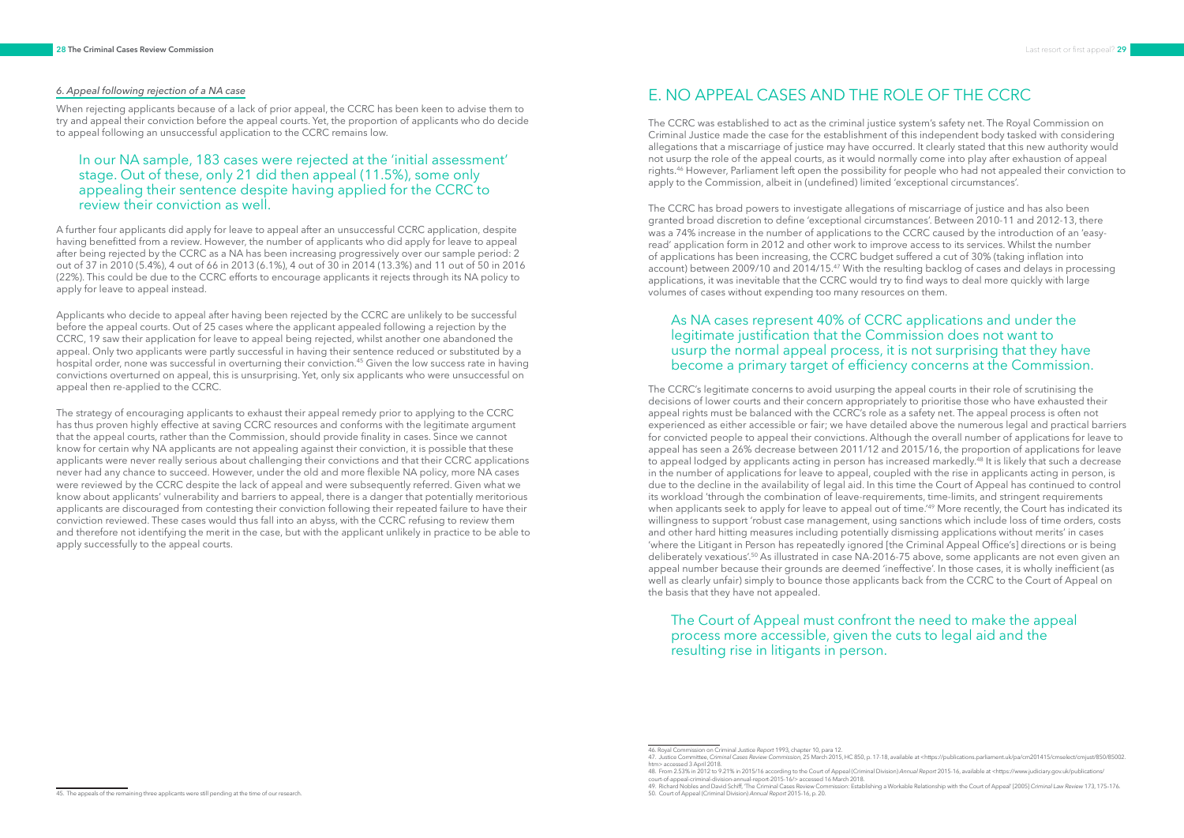### *6. Appeal following rejection of a NA case*

When rejecting applicants because of a lack of prior appeal, the CCRC has been keen to advise them to try and appeal their conviction before the appeal courts. Yet, the proportion of applicants who do decide to appeal following an unsuccessful application to the CCRC remains low.

> In our NA sample, 183 cases were rejected at the 'initial assessment' stage. Out of these, only 21 did then appeal (11.5%), some only appealing their sentence despite having applied for the CCRC to review their conviction as well.

A further four applicants did apply for leave to appeal after an unsuccessful CCRC application, despite having benefitted from a review. However, the number of applicants who did apply for leave to appeal after being rejected by the CCRC as a NA has been increasing progressively over our sample period: 2 out of 37 in 2010 (5.4%), 4 out of 66 in 2013 (6.1%), 4 out of 30 in 2014 (13.3%) and 11 out of 50 in 2016 (22%). This could be due to the CCRC efforts to encourage applicants it rejects through its NA policy to apply for leave to appeal instead.

Applicants who decide to appeal after having been rejected by the CCRC are unlikely to be successful before the appeal courts. Out of 25 cases where the applicant appealed following a rejection by the CCRC, 19 saw their application for leave to appeal being rejected, whilst another one abandoned the appeal. Only two applicants were partly successful in having their sentence reduced or substituted by a hospital order, none was successful in overturning their conviction.[45] Given the low success rate in having convictions overturned on appeal, this is unsurprising. Yet, only six applicants who were unsuccessful on appeal then re-applied to the CCRC.

The strategy of encouraging applicants to exhaust their appeal remedy prior to applying to the CCRC has thus proven highly effective at saving CCRC resources and conforms with the legitimate argument that the appeal courts, rather than the Commission, should provide finality in cases. Since we cannot know for certain why NA applicants are not appealing against their conviction, it is possible that these applicants were never really serious about challenging their convictions and that their CCRC applications never had any chance to succeed. However, under the old and more flexible NA policy, more NA cases were reviewed by the CCRC despite the lack of appeal and were subsequently referred. Given what we know about applicants' vulnerability and barriers to appeal, there is a danger that potentially meritorious applicants are discouraged from contesting their conviction following their repeated failure to have their conviction reviewed. These cases would thus fall into an abyss, with the CCRC refusing to review them and therefore not identifying the merit in the case, but with the applicant unlikely in practice to be able to apply successfully to the appeal courts.

45. The appeals of the remaining three applicants were still pending at the time of our research.

## E. NO APPEAL CASES AND THE ROLE OF THE CCRC

The CCRC was established to act as the criminal justice system's safety net. The Royal Commission on Criminal Justice made the case for the establishment of this independent body tasked with considering allegations that a miscarriage of justice may have occurred. It clearly stated that this new authority would not usurp the role of the appeal courts, as it would normally come into play after exhaustion of appeal rights.[46] However, Parliament left open the possibility for people who had not appealed their conviction to apply to the Commission, albeit in (undefined) limited 'exceptional circumstances'.

The CCRC has broad powers to investigate allegations of miscarriage of justice and has also been granted broad discretion to define 'exceptional circumstances'. Between 2010-11 and 2012-13, there was a 74% increase in the number of applications to the CCRC caused by the introduction of an 'easy-read' application form in 2012 and other work to improve access to its services. Whilst the number of applications has been increasing, the CCRC budget suffered a cut of 30% (taking inflation into account) between 2009/10 and 2014/15.[47] With the resulting backlog of cases and delays in processing applications, it was inevitable that the CCRC would try to find ways to deal more quickly with large volumes of cases without expending too many resources on them.

> As NA cases represent 40% of CCRC applications and under the legitimate justification that the Commission does not want to usurp the normal appeal process, it is not surprising that they have become a primary target of efficiency concerns at the Commission.

The CCRC's legitimate concerns to avoid usurping the appeal courts in their role of scrutinising the decisions of lower courts and their concern appropriately to prioritise those who have exhausted their appeal rights must be balanced with the CCRC's role as a safety net. The appeal process is often not experienced as either accessible or fair; we have detailed above the numerous legal and practical barriers for convicted people to appeal their convictions. Although the overall number of applications for leave to appeal has seen a 26% decrease between 2011/12 and 2015/16, the proportion of applications for leave to appeal lodged by applicants acting in person has increased markedly.[48] It is likely that such a decrease in the number of applications for leave to appeal, coupled with the rise in applicants acting in person, is due to the decline in the availability of legal aid. In this time the Court of Appeal has continued to control its workload 'through the combination of leave-requirements, time-limits, and stringent requirements when applicants seek to apply for leave to appeal out of time.'[49] More recently, the Court has indicated its willingness to support 'robust case management, using sanctions which include loss of time orders, costs and other hard hitting measures including potentially dismissing applications without merits' in cases 'where the Litigant in Person has repeatedly ignored [the Criminal Appeal Office's] directions or is being deliberately vexatious'.[50] As illustrated in case NA-2016-75 above, some applicants are not even given an appeal number because their grounds are deemed 'ineffective'. In those cases, it is wholly inefficient (as well as clearly unfair) simply to bounce those applicants back from the CCRC to the Court of Appeal on the basis that they have not appealed.

> The Court of Appeal must confront the need to make the appeal process more accessible, given the cuts to legal aid and the resulting rise in litigants in person.

46. Royal Commission on Criminal Justice *Report* 1993, chapter 10, para 12.
47. Justice Committee, *Criminal Cases Review Commission*, 25 March 2015, HC 850, p. 17-18, available at <https://publications.parliament.uk/pa/cm201415/cmselect/cmjust/850/85002.htm> accessed 3 April 2018.
48. From 2.53% in 2012 to 9.21% in 2015/16 according to the Court of Appeal (Criminal Division) *Annual Report* 2015-16, available at <https://www.judiciary.gov.uk/publications/court-of-appeal-criminal-division-annual-report-2015-16/> accessed 16 March 2018.
49. Richard Nobles and David Schiff, 'The Criminal Cases Review Commission: Establishing a Workable Relationship with the Court of Appeal' [2005] *Criminal Law Review* 173, 175-176.
50. Court of Appeal (Criminal Division) *Annual Report* 2015-16, p. 20.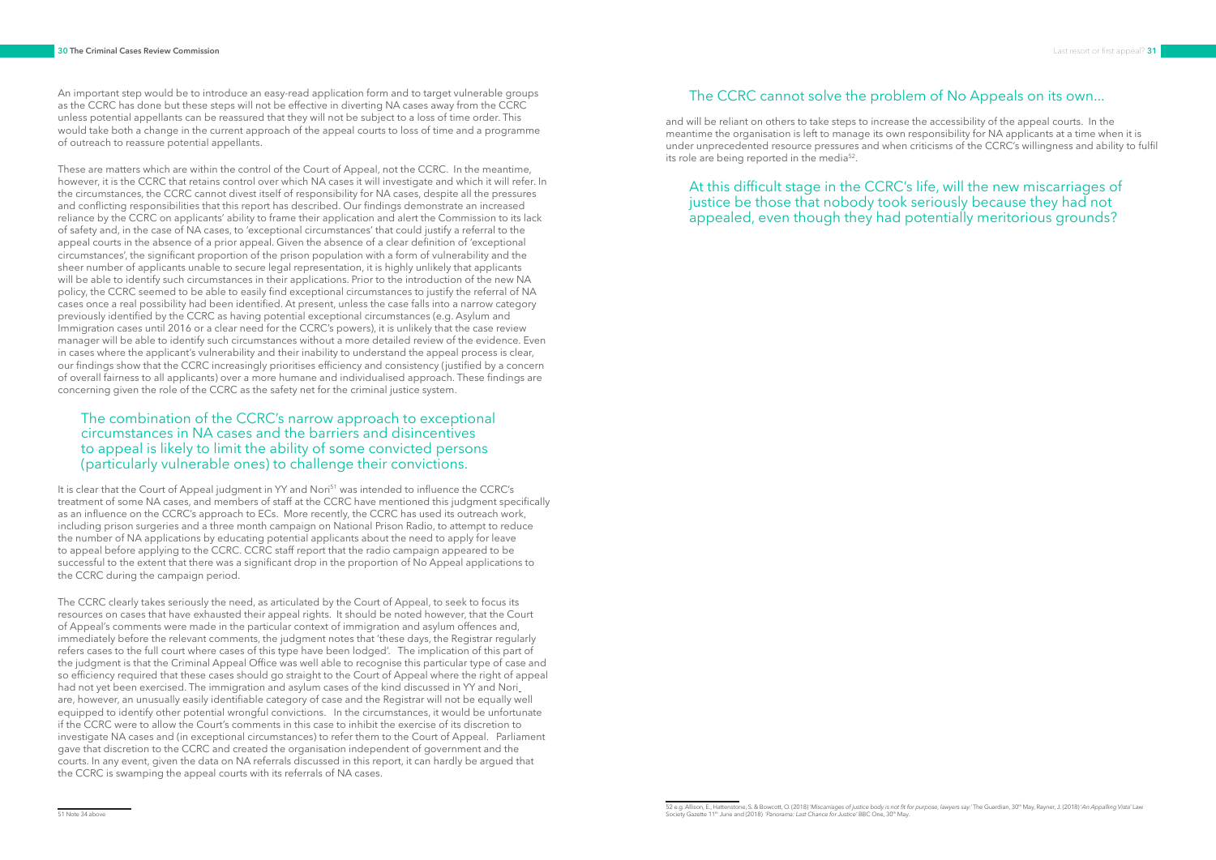An important step would be to introduce an easy-read application form and to target vulnerable groups as the CCRC has done but these steps will not be effective in diverting NA cases away from the CCRC unless potential appellants can be reassured that they will not be subject to a loss of time order. This would take both a change in the current approach of the appeal courts to loss of time and a programme of outreach to reassure potential appellants.

These are matters which are within the control of the Court of Appeal, not the CCRC. In the meantime, however, it is the CCRC that retains control over which NA cases it will investigate and which it will refer. In the circumstances, the CCRC cannot divest itself of responsibility for NA cases, despite all the pressures and conflicting responsibilities that this report has described. Our findings demonstrate an increased reliance by the CCRC on applicants' ability to frame their application and alert the Commission to its lack of safety and, in the case of NA cases, to 'exceptional circumstances' that could justify a referral to the appeal courts in the absence of a prior appeal. Given the absence of a clear definition of 'exceptional circumstances', the significant proportion of the prison population with a form of vulnerability and the sheer number of applicants unable to secure legal representation, it is highly unlikely that applicants will be able to identify such circumstances in their applications. Prior to the introduction of the new NA policy, the CCRC seemed to be able to easily find exceptional circumstances to justify the referral of NA cases once a real possibility had been identified. At present, unless the case falls into a narrow category previously identified by the CCRC as having potential exceptional circumstances (e.g. Asylum and Immigration cases until 2016 or a clear need for the CCRC's powers), it is unlikely that the case review manager will be able to identify such circumstances without a more detailed review of the evidence. Even in cases where the applicant's vulnerability and their inability to understand the appeal process is clear, our findings show that the CCRC increasingly prioritises efficiency and consistency (justified by a concern of overall fairness to all applicants) over a more humane and individualised approach. These findings are concerning given the role of the CCRC as the safety net for the criminal justice system.

> The combination of the CCRC's narrow approach to exceptional circumstances in NA cases and the barriers and disincentives to appeal is likely to limit the ability of some convicted persons (particularly vulnerable ones) to challenge their convictions.

It is clear that the Court of Appeal judgment in YY and Nori[51] was intended to influence the CCRC's treatment of some NA cases, and members of staff at the CCRC have mentioned this judgment specifically as an influence on the CCRC's approach to ECs. More recently, the CCRC has used its outreach work, including prison surgeries and a three month campaign on National Prison Radio, to attempt to reduce the number of NA applications by educating potential applicants about the need to apply for leave to appeal before applying to the CCRC. CCRC staff report that the radio campaign appeared to be successful to the extent that there was a significant drop in the proportion of No Appeal applications to the CCRC during the campaign period.

The CCRC clearly takes seriously the need, as articulated by the Court of Appeal, to seek to focus its resources on cases that have exhausted their appeal rights. It should be noted however, that the Court of Appeal's comments were made in the particular context of immigration and asylum offences and, immediately before the relevant comments, the judgment notes that 'these days, the Registrar regularly refers cases to the full court where cases of this type have been lodged'. The implication of this part of the judgment is that the Criminal Appeal Office was well able to recognise this particular type of case and so efficiency required that these cases should go straight to the Court of Appeal where the right of appeal had not yet been exercised. The immigration and asylum cases of the kind discussed in YY and Nori are, however, an unusually easily identifiable category of case and the Registrar will not be equally well equipped to identify other potential wrongful convictions. In the circumstances, it would be unfortunate if the CCRC were to allow the Court's comments in this case to inhibit the exercise of its discretion to investigate NA cases and (in exceptional circumstances) to refer them to the Court of Appeal. Parliament gave that discretion to the CCRC and created the organisation independent of government and the courts. In any event, given the data on NA referrals discussed in this report, it can hardly be argued that the CCRC is swamping the appeal courts with its referrals of NA cases.

## The CCRC cannot solve the problem of No Appeals on its own...

and will be reliant on others to take steps to increase the accessibility of the appeal courts. In the meantime the organisation is left to manage its own responsibility for NA applicants at a time when it is under unprecedented resource pressures and when criticisms of the CCRC's willingness and ability to fulfil its role are being reported in the media[52].

> At this difficult stage in the CCRC's life, will the new miscarriages of justice be those that nobody took seriously because they had not appealed, even though they had potentially meritorious grounds?

---

51 Note 34 above

52 e.g. Allison, E., Hattenstone, S. & Bowcott, O. (2018) '*Miscarriages of justice body is not fit for purpose, lawyers say.*' The Guardian, 30th May, Rayner, J. (2018) '*An Appalling Vista*' Law Society Gazette 11th June and (2018) '*Panorama: Last Chance for Justice*' BBC One, 30th May.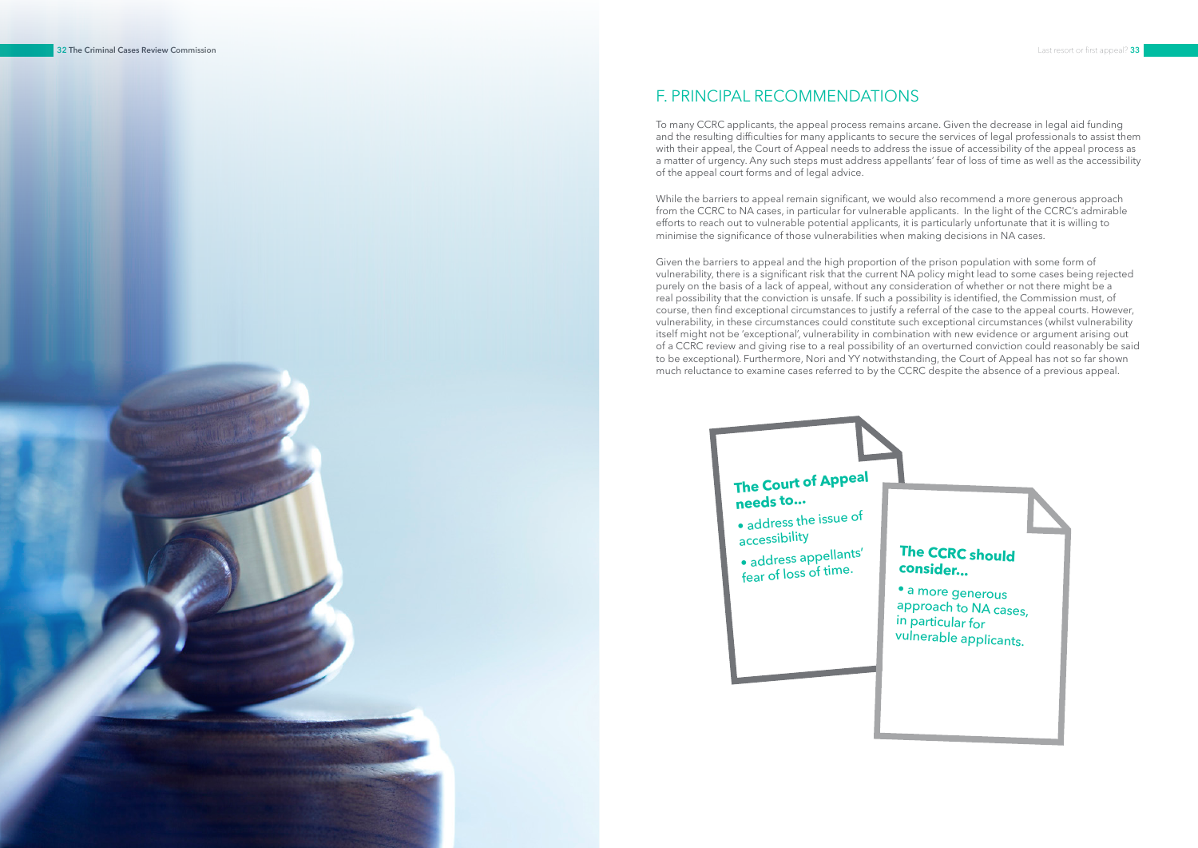## F. PRINCIPAL RECOMMENDATIONS

To many CCRC applicants, the appeal process remains arcane. Given the decrease in legal aid funding and the resulting difficulties for many applicants to secure the services of legal professionals to assist them with their appeal, the Court of Appeal needs to address the issue of accessibility of the appeal process as a matter of urgency. Any such steps must address appellants' fear of loss of time as well as the accessibility of the appeal court forms and of legal advice.

While the barriers to appeal remain significant, we would also recommend a more generous approach from the CCRC to NA cases, in particular for vulnerable applicants. In the light of the CCRC's admirable efforts to reach out to vulnerable potential applicants, it is particularly unfortunate that it is willing to minimise the significance of those vulnerabilities when making decisions in NA cases.

Given the barriers to appeal and the high proportion of the prison population with some form of vulnerability, there is a significant risk that the current NA policy might lead to some cases being rejected purely on the basis of a lack of appeal, without any consideration of whether or not there might be a real possibility that the conviction is unsafe. If such a possibility is identified, the Commission must, of course, then find exceptional circumstances to justify a referral of the case to the appeal courts. However, vulnerability, in these circumstances could constitute such exceptional circumstances (whilst vulnerability itself might not be 'exceptional', vulnerability in combination with new evidence or argument arising out of a CCRC review and giving rise to a real possibility of an overturned conviction could reasonably be said to be exceptional). Furthermore, Nori and YY notwithstanding, the Court of Appeal has not so far shown much reluctance to examine cases referred to by the CCRC despite the absence of a previous appeal.

**The Court of Appeal needs to...**

- address the issue of accessibility
- address appellants' fear of loss of time.

**The CCRC should consider...**

- a more generous approach to NA cases, in particular for vulnerable applicants.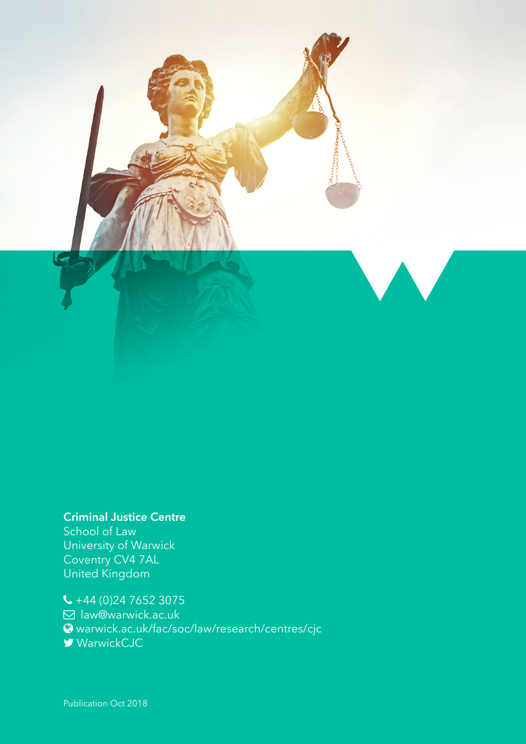**Criminal Justice Centre**
School of Law
University of Warwick
Coventry CV4 7AL
United Kingdom

+44 (0)24 7652 3075
law@warwick.ac.uk
warwick.ac.uk/fac/soc/law/research/centres/cjc
WarwickCJC

Publication Oct 2018